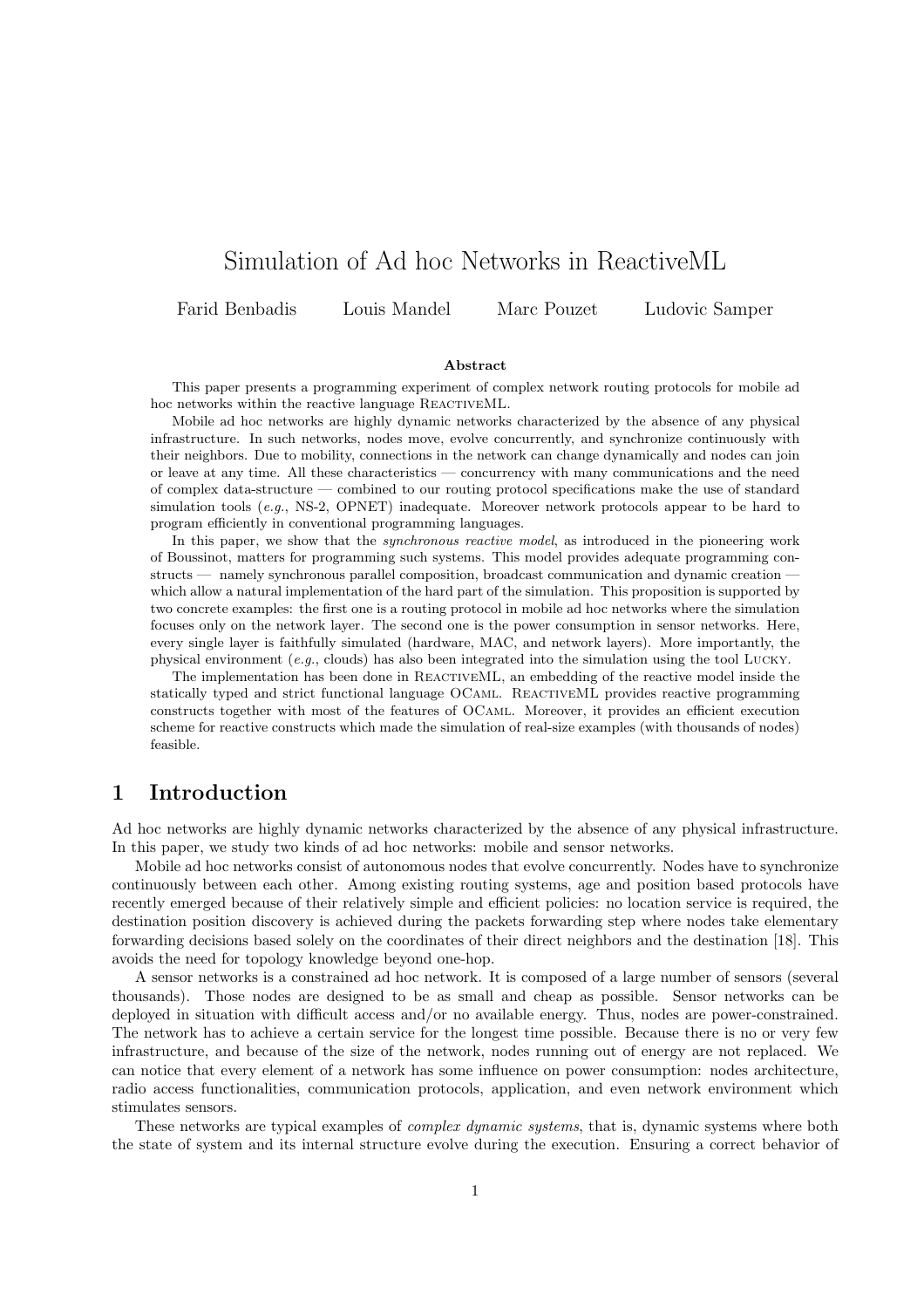# Simulation of Ad hoc Networks in ReactiveML

Farid Benbadis Louis Mandel Marc Pouzet Ludovic Samper

### Abstract

This paper presents a programming experiment of complex network routing protocols for mobile ad hoc networks within the reactive language ReactiveML.

Mobile ad hoc networks are highly dynamic networks characterized by the absence of any physical infrastructure. In such networks, nodes move, evolve concurrently, and synchronize continuously with their neighbors. Due to mobility, connections in the network can change dynamically and nodes can join or leave at any time. All these characteristics — concurrency with many communications and the need of complex data-structure — combined to our routing protocol specifications make the use of standard simulation tools (*e.g.*, NS-2, OPNET) inadequate. Moreover network protocols appear to be hard to program efficiently in conventional programming languages.

In this paper, we show that the *synchronous reactive model*, as introduced in the pioneering work of Boussinot, matters for programming such systems. This model provides adequate programming constructs — namely synchronous parallel composition, broadcast communication and dynamic creation — which allow a natural implementation of the hard part of the simulation. This proposition is supported by two concrete examples: the first one is a routing protocol in mobile ad hoc networks where the simulation focuses only on the network layer. The second one is the power consumption in sensor networks. Here, every single layer is faithfully simulated (hardware, MAC, and network layers). More importantly, the physical environment (*e.g.*, clouds) has also been integrated into the simulation using the tool Lucky.

The implementation has been done in ReactiveML, an embedding of the reactive model inside the statically typed and strict functional language OCaml. ReactiveML provides reactive programming constructs together with most of the features of OCaml. Moreover, it provides an efficient execution scheme for reactive constructs which made the simulation of real-size examples (with thousands of nodes) feasible.

## 1 Introduction

Ad hoc networks are highly dynamic networks characterized by the absence of any physical infrastructure. In this paper, we study two kinds of ad hoc networks: mobile and sensor networks.

Mobile ad hoc networks consist of autonomous nodes that evolve concurrently. Nodes have to synchronize continuously between each other. Among existing routing systems, age and position based protocols have recently emerged because of their relatively simple and efficient policies: no location service is required, the destination position discovery is achieved during the packets forwarding step where nodes take elementary forwarding decisions based solely on the coordinates of their direct neighbors and the destination [18]. This avoids the need for topology knowledge beyond one-hop.

A sensor networks is a constrained ad hoc network. It is composed of a large number of sensors (several thousands). Those nodes are designed to be as small and cheap as possible. Sensor networks can be deployed in situation with difficult access and/or no available energy. Thus, nodes are power-constrained. The network has to achieve a certain service for the longest time possible. Because there is no or very few infrastructure, and because of the size of the network, nodes running out of energy are not replaced. We can notice that every element of a network has some influence on power consumption: nodes architecture, radio access functionalities, communication protocols, application, and even network environment which stimulates sensors.

These networks are typical examples of *complex dynamic systems*, that is, dynamic systems where both the state of system and its internal structure evolve during the execution. Ensuring a correct behavior of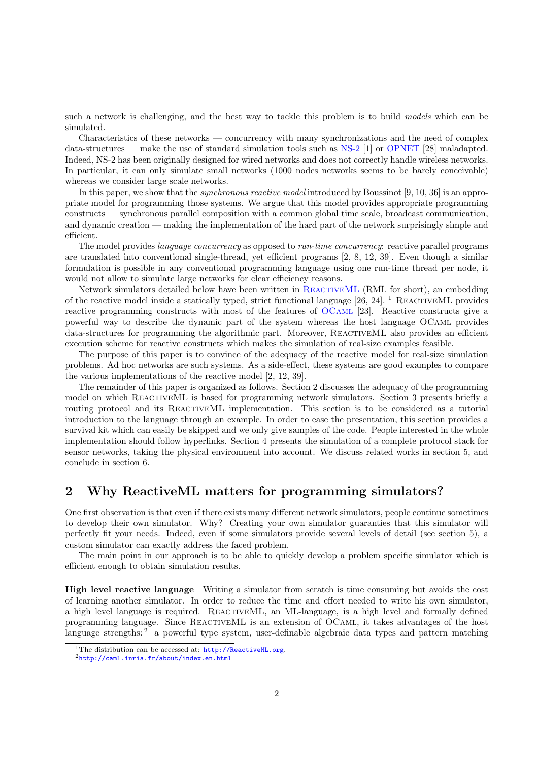such a network is challenging, and the best way to tackle this problem is to build *models* which can be simulated.

Characteristics of these networks — concurrency with many synchronizations and the need of complex data-structures — make the use of standard simulation tools such as NS-2 [1] or OPNET [28] maladapted. Indeed, NS-2 has been originally designed for wired networks and does not correctly handle wireless networks. In particular, it can only simulate small networks (1000 nodes networks seems to be barely conceivable) whereas we consider large scale networks.

In this paper, we show that the *synchronous reactive model* introduced by Boussinot [9, 10, 36] is an appropriate model for programming those systems. We argue that this model provides appropriate programming constructs — synchronous parallel composition with a common global time scale, broadcast communication, and dynamic creation — making the implementation of the hard part of the network surprisingly simple and efficient.

The model provides *language concurrency* as opposed to *run-time concurrency*: reactive parallel programs are translated into conventional single-thread, yet efficient programs [2, 8, 12, 39]. Even though a similar formulation is possible in any conventional programming language using one run-time thread per node, it would not allow to simulate large networks for clear efficiency reasons.

Network simulators detailed below have been written in ReactiveML (RML for short), an embedding of the reactive model inside a statically typed, strict functional language [26, 24]. [1] ReactiveML provides reactive programming constructs with most of the features of OCaml [23]. Reactive constructs give a powerful way to describe the dynamic part of the system whereas the host language OCaml provides data-structures for programming the algorithmic part. Moreover, ReactiveML also provides an efficient execution scheme for reactive constructs which makes the simulation of real-size examples feasible.

The purpose of this paper is to convince of the adequacy of the reactive model for real-size simulation problems. Ad hoc networks are such systems. As a side-effect, these systems are good examples to compare the various implementations of the reactive model [2, 12, 39].

The remainder of this paper is organized as follows. Section 2 discusses the adequacy of the programming model on which ReactiveML is based for programming network simulators. Section 3 presents briefly a routing protocol and its ReactiveML implementation. This section is to be considered as a tutorial introduction to the language through an example. In order to ease the presentation, this section provides a survival kit which can easily be skipped and we only give samples of the code. People interested in the whole implementation should follow hyperlinks. Section 4 presents the simulation of a complete protocol stack for sensor networks, taking the physical environment into account. We discuss related works in section 5, and conclude in section 6.

## 2 Why ReactiveML matters for programming simulators?

One first observation is that even if there exists many different network simulators, people continue sometimes to develop their own simulator. Why? Creating your own simulator guaranties that this simulator will perfectly fit your needs. Indeed, even if some simulators provide several levels of detail (see section 5), a custom simulator can exactly address the faced problem.

The main point in our approach is to be able to quickly develop a problem specific simulator which is efficient enough to obtain simulation results.

**High level reactive language** Writing a simulator from scratch is time consuming but avoids the cost of learning another simulator. In order to reduce the time and effort needed to write his own simulator, a high level language is required. ReactiveML, an ML-language, is a high level and formally defined programming language. Since ReactiveML is an extension of OCaml, it takes advantages of the host language strengths: [2] a powerful type system, user-definable algebraic data types and pattern matching

[1] The distribution can be accessed at: http://ReactiveML.org.
[2] http://caml.inria.fr/about/index.en.html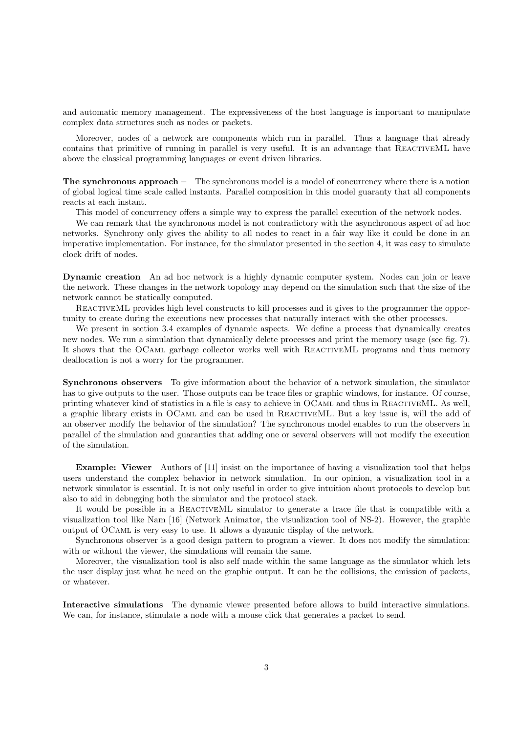and automatic memory management. The expressiveness of the host language is important to manipulate complex data structures such as nodes or packets.

Moreover, nodes of a network are components which run in parallel. Thus a language that already contains that primitive of running in parallel is very useful. It is an advantage that ReactiveML have above the classical programming languages or event driven libraries.

**The synchronous approach –** The synchronous model is a model of concurrency where there is a notion of global logical time scale called instants. Parallel composition in this model guaranty that all components reacts at each instant.

This model of concurrency offers a simple way to express the parallel execution of the network nodes.

We can remark that the synchronous model is not contradictory with the asynchronous aspect of ad hoc networks. Synchrony only gives the ability to all nodes to react in a fair way like it could be done in an imperative implementation. For instance, for the simulator presented in the section 4, it was easy to simulate clock drift of nodes.

**Dynamic creation** An ad hoc network is a highly dynamic computer system. Nodes can join or leave the network. These changes in the network topology may depend on the simulation such that the size of the network cannot be statically computed.

ReactiveML provides high level constructs to kill processes and it gives to the programmer the opportunity to create during the executions new processes that naturally interact with the other processes.

We present in section 3.4 examples of dynamic aspects. We define a process that dynamically creates new nodes. We run a simulation that dynamically delete processes and print the memory usage (see fig. 7). It shows that the OCaml garbage collector works well with ReactiveML programs and thus memory deallocation is not a worry for the programmer.

**Synchronous observers** To give information about the behavior of a network simulation, the simulator has to give outputs to the user. Those outputs can be trace files or graphic windows, for instance. Of course, printing whatever kind of statistics in a file is easy to achieve in OCaml and thus in ReactiveML. As well, a graphic library exists in OCaml and can be used in ReactiveML. But a key issue is, will the add of an observer modify the behavior of the simulation? The synchronous model enables to run the observers in parallel of the simulation and guaranties that adding one or several observers will not modify the execution of the simulation.

**Example: Viewer** Authors of [11] insist on the importance of having a visualization tool that helps users understand the complex behavior in network simulation. In our opinion, a visualization tool in a network simulator is essential. It is not only useful in order to give intuition about protocols to develop but also to aid in debugging both the simulator and the protocol stack.

It would be possible in a ReactiveML simulator to generate a trace file that is compatible with a visualization tool like Nam [16] (Network Animator, the visualization tool of NS-2). However, the graphic output of OCaml is very easy to use. It allows a dynamic display of the network.

Synchronous observer is a good design pattern to program a viewer. It does not modify the simulation: with or without the viewer, the simulations will remain the same.

Moreover, the visualization tool is also self made within the same language as the simulator which lets the user display just what he need on the graphic output. It can be the collisions, the emission of packets, or whatever.

**Interactive simulations** The dynamic viewer presented before allows to build interactive simulations. We can, for instance, stimulate a node with a mouse click that generates a packet to send.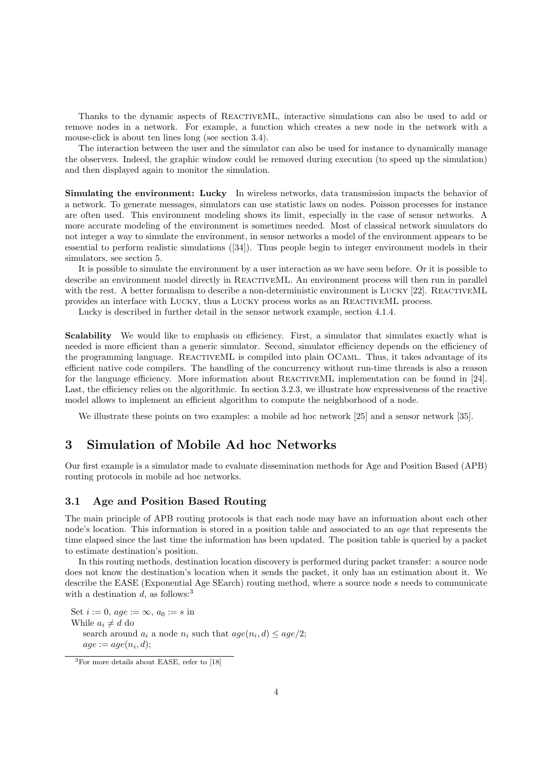Thanks to the dynamic aspects of ReactiveML, interactive simulations can also be used to add or remove nodes in a network. For example, a function which creates a new node in the network with a mouse-click is about ten lines long (see section 3.4).

The interaction between the user and the simulator can also be used for instance to dynamically manage the observers. Indeed, the graphic window could be removed during execution (to speed up the simulation) and then displayed again to monitor the simulation.

**Simulating the environment: Lucky** In wireless networks, data transmission impacts the behavior of a network. To generate messages, simulators can use statistic laws on nodes. Poisson processes for instance are often used. This environment modeling shows its limit, especially in the case of sensor networks. A more accurate modeling of the environment is sometimes needed. Most of classical network simulators do not integer a way to simulate the environment, in sensor networks a model of the environment appears to be essential to perform realistic simulations ([34]). Thus people begin to integer environment models in their simulators, see section 5.

It is possible to simulate the environment by a user interaction as we have seen before. Or it is possible to describe an environment model directly in ReactiveML. An environment process will then run in parallel with the rest. A better formalism to describe a non-deterministic environment is Lucky [22]. ReactiveML provides an interface with Lucky, thus a Lucky process works as an ReactiveML process.

Lucky is described in further detail in the sensor network example, section 4.1.4.

**Scalability** We would like to emphasis on efficiency. First, a simulator that simulates exactly what is needed is more efficient than a generic simulator. Second, simulator efficiency depends on the efficiency of the programming language. ReactiveML is compiled into plain OCaml. Thus, it takes advantage of its efficient native code compilers. The handling of the concurrency without run-time threads is also a reason for the language efficiency. More information about ReactiveML implementation can be found in [24]. Last, the efficiency relies on the algorithmic. In section 3.2.3, we illustrate how expressiveness of the reactive model allows to implement an efficient algorithm to compute the neighborhood of a node.

We illustrate these points on two examples: a mobile ad hoc network [25] and a sensor network [35].

# 3 Simulation of Mobile Ad hoc Networks

Our first example is a simulator made to evaluate dissemination methods for Age and Position Based (APB) routing protocols in mobile ad hoc networks.

## 3.1 Age and Position Based Routing

The main principle of APB routing protocols is that each node may have an information about each other node's location. This information is stored in a position table and associated to an *age* that represents the time elapsed since the last time the information has been updated. The position table is queried by a packet to estimate destination's position.

In this routing methods, destination location discovery is performed during packet transfer: a source node does not know the destination's location when it sends the packet, it only has an estimation about it. We describe the EASE (Exponential Age SEarch) routing method, where a source node $s$ needs to communicate with a destination $d$, as follows:[3]

Set $i := 0$, $age := \infty$, $a_0 := s$ in
While $a_i \neq d$ do
  search around $a_i$ a node $n_i$ such that $age(n_i, d) \leq age/2$;
  $age := age(n_i, d)$;

[3] For more details about EASE, refer to [18]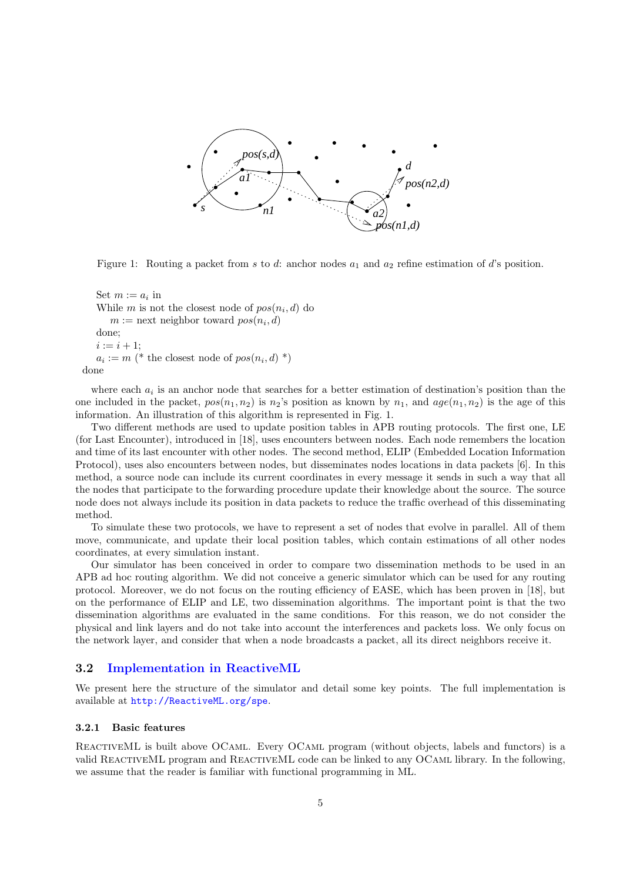Figure 1: Routing a packet from $s$ to $d$: anchor nodes $a_1$ and $a_2$ refine estimation of $d$'s position.

```
    Set m := a_i in
    While m is not the closest node of pos(n_i, d) do
        m := next neighbor toward pos(n_i, d)
    done;
    i := i + 1;
    a_i := m (* the closest node of pos(n_i, d) *)
done
```

where each $a_i$ is an anchor node that searches for a better estimation of destination's position than the one included in the packet, $pos(n_1, n_2)$ is $n_2$'s position as known by $n_1$, and $age(n_1, n_2)$ is the age of this information. An illustration of this algorithm is represented in Fig. 1.

Two different methods are used to update position tables in APB routing protocols. The first one, LE (for Last Encounter), introduced in [18], uses encounters between nodes. Each node remembers the location and time of its last encounter with other nodes. The second method, ELIP (Embedded Location Information Protocol), uses also encounters between nodes, but disseminates nodes locations in data packets [6]. In this method, a source node can include its current coordinates in every message it sends in such a way that all the nodes that participate to the forwarding procedure update their knowledge about the source. The source node does not always include its position in data packets to reduce the traffic overhead of this disseminating method.

To simulate these two protocols, we have to represent a set of nodes that evolve in parallel. All of them move, communicate, and update their local position tables, which contain estimations of all other nodes coordinates, at every simulation instant.

Our simulator has been conceived in order to compare two dissemination methods to be used in an APB ad hoc routing algorithm. We did not conceive a generic simulator which can be used for any routing protocol. Moreover, we do not focus on the routing efficiency of EASE, which has been proven in [18], but on the performance of ELIP and LE, two dissemination algorithms. The important point is that the two dissemination algorithms are evaluated in the same conditions. For this reason, we do not consider the physical and link layers and do not take into account the interferences and packets loss. We only focus on the network layer, and consider that when a node broadcasts a packet, all its direct neighbors receive it.

## 3.2 Implementation in ReactiveML

We present here the structure of the simulator and detail some key points. The full implementation is available at http://ReactiveML.org/spe.

### 3.2.1 Basic features

ReactiveML is built above OCaml. Every OCaml program (without objects, labels and functors) is a valid ReactiveML program and ReactiveML code can be linked to any OCaml library. In the following, we assume that the reader is familiar with functional programming in ML.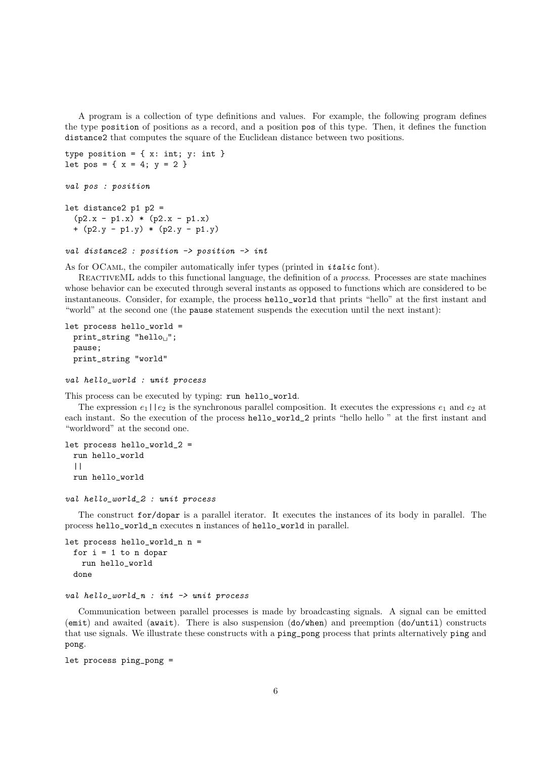A program is a collection of type definitions and values. For example, the following program defines the type `position` of positions as a record, and a position `pos` of this type. Then, it defines the function `distance2` that computes the square of the Euclidean distance between two positions.

```
type position = { x: int; y: int }
let pos = { x = 4; y = 2 }

val pos : position

let distance2 p1 p2 =
  (p2.x - p1.x) * (p2.x - p1.x)
  + (p2.y - p1.y) * (p2.y - p1.y)

val distance2 : position -> position -> int
```

As for OCaml, the compiler automatically infer types (printed in *italic* font).

ReactiveML adds to this functional language, the definition of a *process*. Processes are state machines whose behavior can be executed through several instants as opposed to functions which are considered to be instantaneous. Consider, for example, the process `hello_world` that prints "hello" at the first instant and "world" at the second one (the `pause` statement suspends the execution until the next instant):

```
let process hello_world =
  print_string "hello␣";
  pause;
  print_string "world"

val hello_world : unit process
```

This process can be executed by typing: `run hello_world`.

The expression $e_1$`||`$e_2$ is the synchronous parallel composition. It executes the expressions $e_1$ and $e_2$ at each instant. So the execution of the process `hello_world_2` prints "hello hello " at the first instant and "worldword" at the second one.

```
let process hello_world_2 =
  run hello_world
  ||
  run hello_world

val hello_world_2 : unit process
```

The construct `for/dopar` is a parallel iterator. It executes the instances of its body in parallel. The process `hello_world_n` executes `n` instances of `hello_world` in parallel.

```
let process hello_world_n n =
  for i = 1 to n dopar
    run hello_world
  done

val hello_world_n : int -> unit process
```

Communication between parallel processes is made by broadcasting signals. A signal can be emitted (`emit`) and awaited (`await`). There is also suspension (`do/when`) and preemption (`do/until`) constructs that use signals. We illustrate these constructs with a `ping_pong` process that prints alternatively `ping` and `pong`.

```
let process ping_pong =
```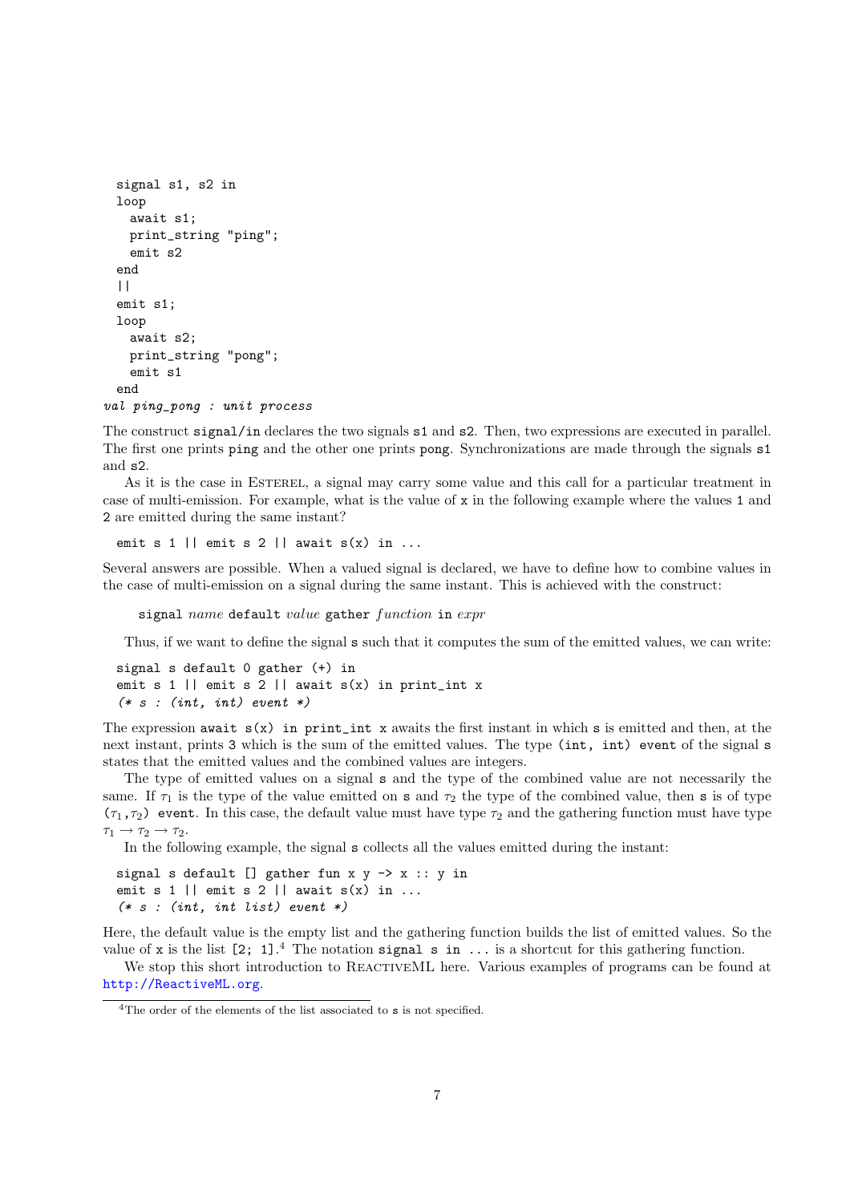```
signal s1, s2 in
loop
  await s1;
  print_string "ping";
  emit s2
end
||
emit s1;
loop
  await s2;
  print_string "pong";
  emit s1
end
val ping_pong : unit process
```

The construct `signal/in` declares the two signals `s1` and `s2`. Then, two expressions are executed in parallel. The first one prints `ping` and the other one prints `pong`. Synchronizations are made through the signals `s1` and `s2`.

As it is the case in Esterel, a signal may carry some value and this call for a particular treatment in case of multi-emission. For example, what is the value of `x` in the following example where the values `1` and `2` are emitted during the same instant?

```
emit s 1 || emit s 2 || await s(x) in ...
```

Several answers are possible. When a valued signal is declared, we have to define how to combine values in the case of multi-emission on a signal during the same instant. This is achieved with the construct:

`signal` *name* `default` *value* `gather` *function* `in` *expr*

Thus, if we want to define the signal `s` such that it computes the sum of the emitted values, we can write:

```
signal s default 0 gather (+) in
emit s 1 || emit s 2 || await s(x) in print_int x
(* s : (int, int) event *)
```

The expression `await s(x) in print_int x` awaits the first instant in which `s` is emitted and then, at the next instant, prints `3` which is the sum of the emitted values. The type `(int, int) event` of the signal `s` states that the emitted values and the combined values are integers.

The type of emitted values on a signal `s` and the type of the combined value are not necessarily the same. If $\tau_1$ is the type of the value emitted on `s` and $\tau_2$ the type of the combined value, then `s` is of type `(`$\tau_1$`,`$\tau_2$`) event`. In this case, the default value must have type $\tau_2$ and the gathering function must have type $\tau_1 \rightarrow \tau_2 \rightarrow \tau_2$.

In the following example, the signal `s` collects all the values emitted during the instant:

```
signal s default [] gather fun x y -> x :: y in
emit s 1 || emit s 2 || await s(x) in ...
(* s : (int, int list) event *)
```

Here, the default value is the empty list and the gathering function builds the list of emitted values. So the value of `x` is the list `[2; 1]`.[4] The notation `signal s in ...` is a shortcut for this gathering function.

We stop this short introduction to ReactiveML here. Various examples of programs can be found at http://ReactiveML.org.

[4] The order of the elements of the list associated to `s` is not specified.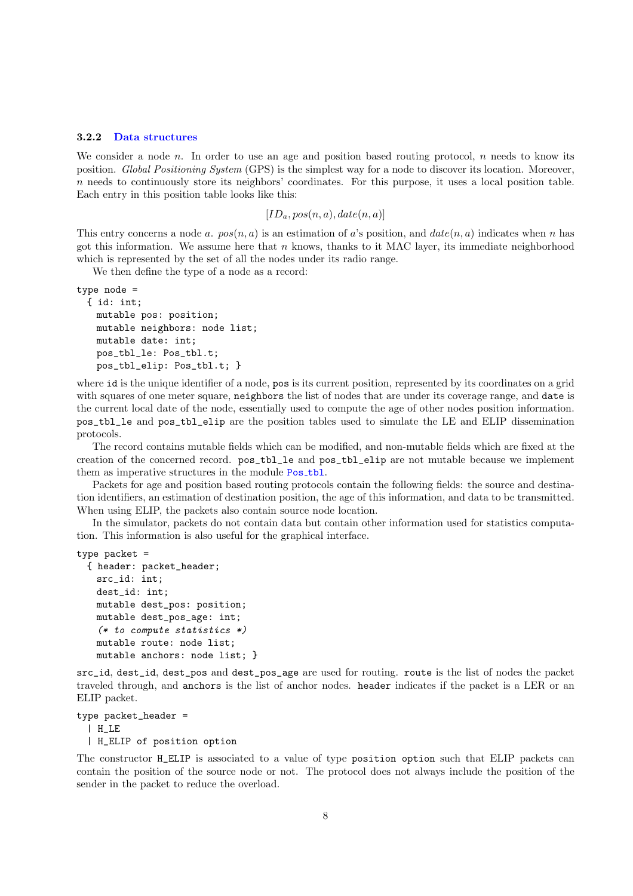### 3.2.2 Data structures

We consider a node $n$. In order to use an age and position based routing protocol, $n$ needs to know its position. *Global Positioning System* (GPS) is the simplest way for a node to discover its location. Moreover, $n$ needs to continuously store its neighbors' coordinates. For this purpose, it uses a local position table. Each entry in this position table looks like this:

$$[ID_a, pos(n, a), date(n, a)]$$

This entry concerns a node $a$. $pos(n, a)$ is an estimation of $a$'s position, and $date(n, a)$ indicates when $n$ has got this information. We assume here that $n$ knows, thanks to it MAC layer, its immediate neighborhood which is represented by the set of all the nodes under its radio range.

We then define the type of a node as a record:

```
type node =
  { id: int;
    mutable pos: position;
    mutable neighbors: node list;
    mutable date: int;
    pos_tbl_le: Pos_tbl.t;
    pos_tbl_elip: Pos_tbl.t; }
```

where `id` is the unique identifier of a node, `pos` is its current position, represented by its coordinates on a grid with squares of one meter square, `neighbors` the list of nodes that are under its coverage range, and `date` is the current local date of the node, essentially used to compute the age of other nodes position information. `pos_tbl_le` and `pos_tbl_elip` are the position tables used to simulate the LE and ELIP dissemination protocols.

The record contains mutable fields which can be modified, and non-mutable fields which are fixed at the creation of the concerned record. `pos_tbl_le` and `pos_tbl_elip` are not mutable because we implement them as imperative structures in the module `Pos_tbl`.

Packets for age and position based routing protocols contain the following fields: the source and destination identifiers, an estimation of destination position, the age of this information, and data to be transmitted. When using ELIP, the packets also contain source node location.

In the simulator, packets do not contain data but contain other information used for statistics computation. This information is also useful for the graphical interface.

```
type packet =
  { header: packet_header;
    src_id: int;
    dest_id: int;
    mutable dest_pos: position;
    mutable dest_pos_age: int;
    (* to compute statistics *)
    mutable route: node list;
    mutable anchors: node list; }
```

`src_id`, `dest_id`, `dest_pos` and `dest_pos_age` are used for routing. `route` is the list of nodes the packet traveled through, and `anchors` is the list of anchor nodes. `header` indicates if the packet is a LER or an ELIP packet.

```
type packet_header =
  | H_LE
  | H_ELIP of position option
```

The constructor `H_ELIP` is associated to a value of type `position option` such that ELIP packets can contain the position of the source node or not. The protocol does not always include the position of the sender in the packet to reduce the overload.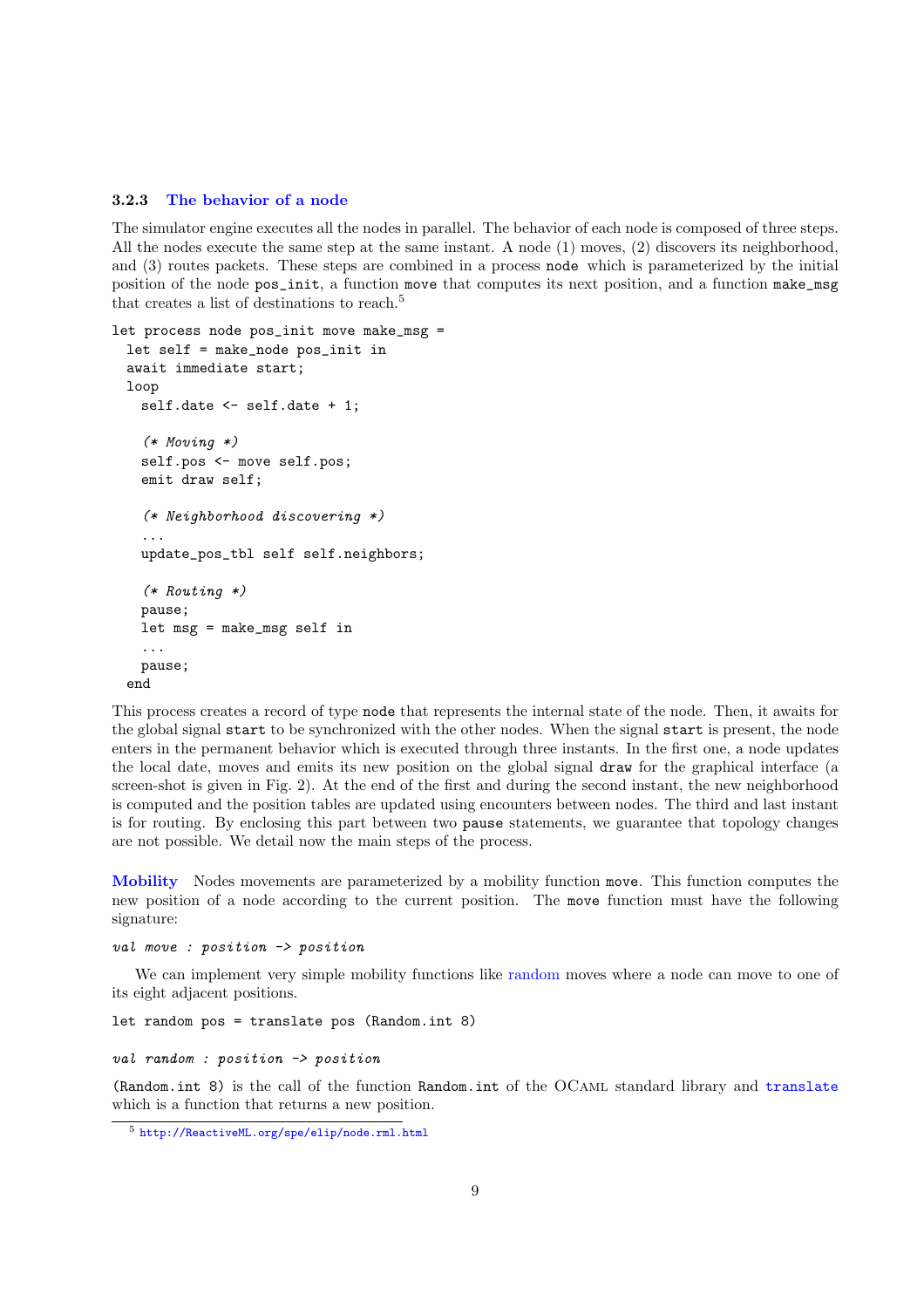### 3.2.3 The behavior of a node

The simulator engine executes all the nodes in parallel. The behavior of each node is composed of three steps. All the nodes execute the same step at the same instant. A node (1) moves, (2) discovers its neighborhood, and (3) routes packets. These steps are combined in a process `node` which is parameterized by the initial position of the node `pos_init`, a function `move` that computes its next position, and a function `make_msg` that creates a list of destinations to reach.[5]

```
let process node pos_init move make_msg =
  let self = make_node pos_init in
  await immediate start;
  loop
    self.date <- self.date + 1;

    (* Moving *)
    self.pos <- move self.pos;
    emit draw self;

    (* Neighborhood discovering *)
    ...
    update_pos_tbl self self.neighbors;

    (* Routing *)
    pause;
    let msg = make_msg self in
    ...
    pause;
  end
```

This process creates a record of type `node` that represents the internal state of the node. Then, it awaits for the global signal `start` to be synchronized with the other nodes. When the signal `start` is present, the node enters in the permanent behavior which is executed through three instants. In the first one, a node updates the local date, moves and emits its new position on the global signal `draw` for the graphical interface (a screen-shot is given in Fig. 2). At the end of the first and during the second instant, the new neighborhood is computed and the position tables are updated using encounters between nodes. The third and last instant is for routing. By enclosing this part between two `pause` statements, we guarantee that topology changes are not possible. We detail now the main steps of the process.

**Mobility** Nodes movements are parameterized by a mobility function `move`. This function computes the new position of a node according to the current position. The `move` function must have the following signature:

```
val move : position -> position
```

We can implement very simple mobility functions like random moves where a node can move to one of its eight adjacent positions.

```
let random pos = translate pos (Random.int 8)
```

```
val random : position -> position
```

`(Random.int 8)` is the call of the function `Random.int` of the OCaml standard library and `translate` which is a function that returns a new position.

[5] http://ReactiveML.org/spe/elip/node.rml.html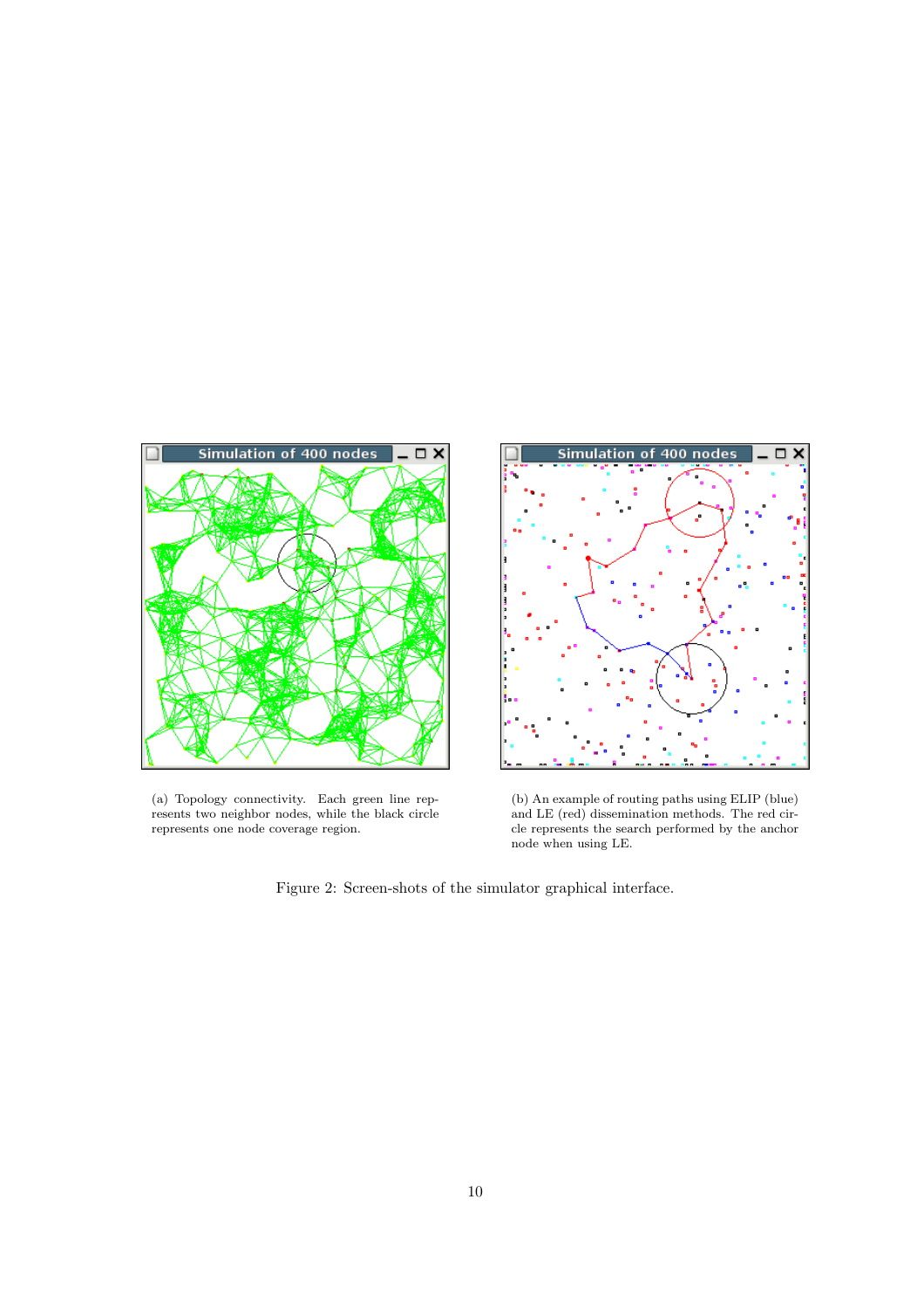(a) Topology connectivity. Each green line represents two neighbor nodes, while the black circle represents one node coverage region.

(b) An example of routing paths using ELIP (blue) and LE (red) dissemination methods. The red circle represents the search performed by the anchor node when using LE.

Figure 2: Screen-shots of the simulator graphical interface.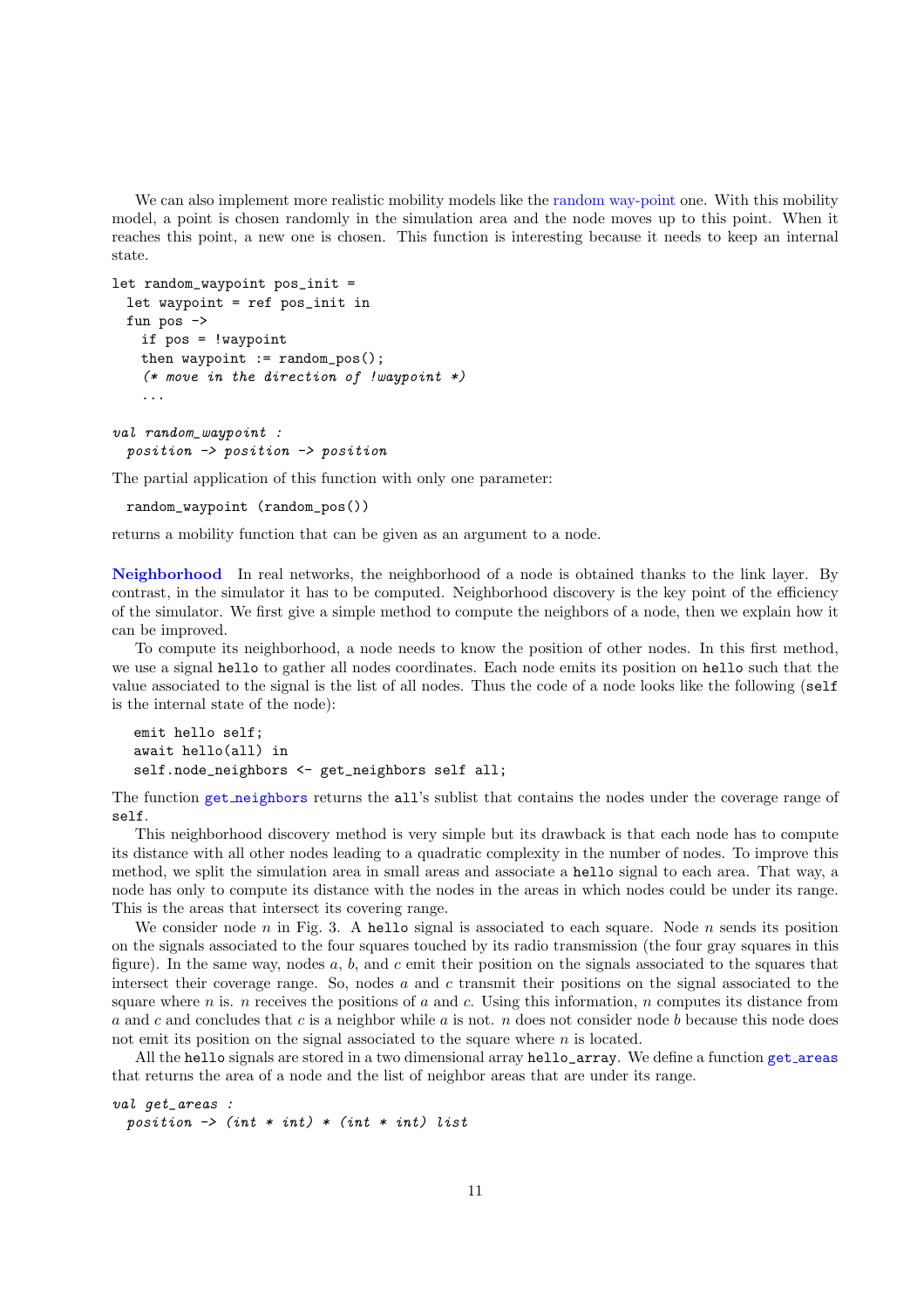We can also implement more realistic mobility models like the random way-point one. With this mobility model, a point is chosen randomly in the simulation area and the node moves up to this point. When it reaches this point, a new one is chosen. This function is interesting because it needs to keep an internal state.

```
let random_waypoint pos_init =
  let waypoint = ref pos_init in
  fun pos ->
    if pos = !waypoint
    then waypoint := random_pos();
    (* move in the direction of !waypoint *)
    ...

val random_waypoint :
  position -> position -> position
```

The partial application of this function with only one parameter:

```
  random_waypoint (random_pos())
```

returns a mobility function that can be given as an argument to a node.

**Neighborhood** In real networks, the neighborhood of a node is obtained thanks to the link layer. By contrast, in the simulator it has to be computed. Neighborhood discovery is the key point of the efficiency of the simulator. We first give a simple method to compute the neighbors of a node, then we explain how it can be improved.

To compute its neighborhood, a node needs to know the position of other nodes. In this first method, we use a signal `hello` to gather all nodes coordinates. Each node emits its position on `hello` such that the value associated to the signal is the list of all nodes. Thus the code of a node looks like the following (`self` is the internal state of the node):

```
emit hello self;
await hello(all) in
self.node_neighbors <- get_neighbors self all;
```

The function `get_neighbors` returns the `all`'s sublist that contains the nodes under the coverage range of `self`.

This neighborhood discovery method is very simple but its drawback is that each node has to compute its distance with all other nodes leading to a quadratic complexity in the number of nodes. To improve this method, we split the simulation area in small areas and associate a `hello` signal to each area. That way, a node has only to compute its distance with the nodes in the areas in which nodes could be under its range. This is the areas that intersect its covering range.

We consider node $n$ in Fig. 3. A `hello` signal is associated to each square. Node $n$ sends its position on the signals associated to the four squares touched by its radio transmission (the four gray squares in this figure). In the same way, nodes $a$, $b$, and $c$ emit their position on the signals associated to the squares that intersect their coverage range. So, nodes $a$ and $c$ transmit their positions on the signal associated to the square where $n$ is. $n$ receives the positions of $a$ and $c$. Using this information, $n$ computes its distance from $a$ and $c$ and concludes that $c$ is a neighbor while $a$ is not. $n$ does not consider node $b$ because this node does not emit its position on the signal associated to the square where $n$ is located.

All the `hello` signals are stored in a two dimensional array `hello_array`. We define a function `get_areas` that returns the area of a node and the list of neighbor areas that are under its range.

```
val get_areas :
  position -> (int * int) * (int * int) list
```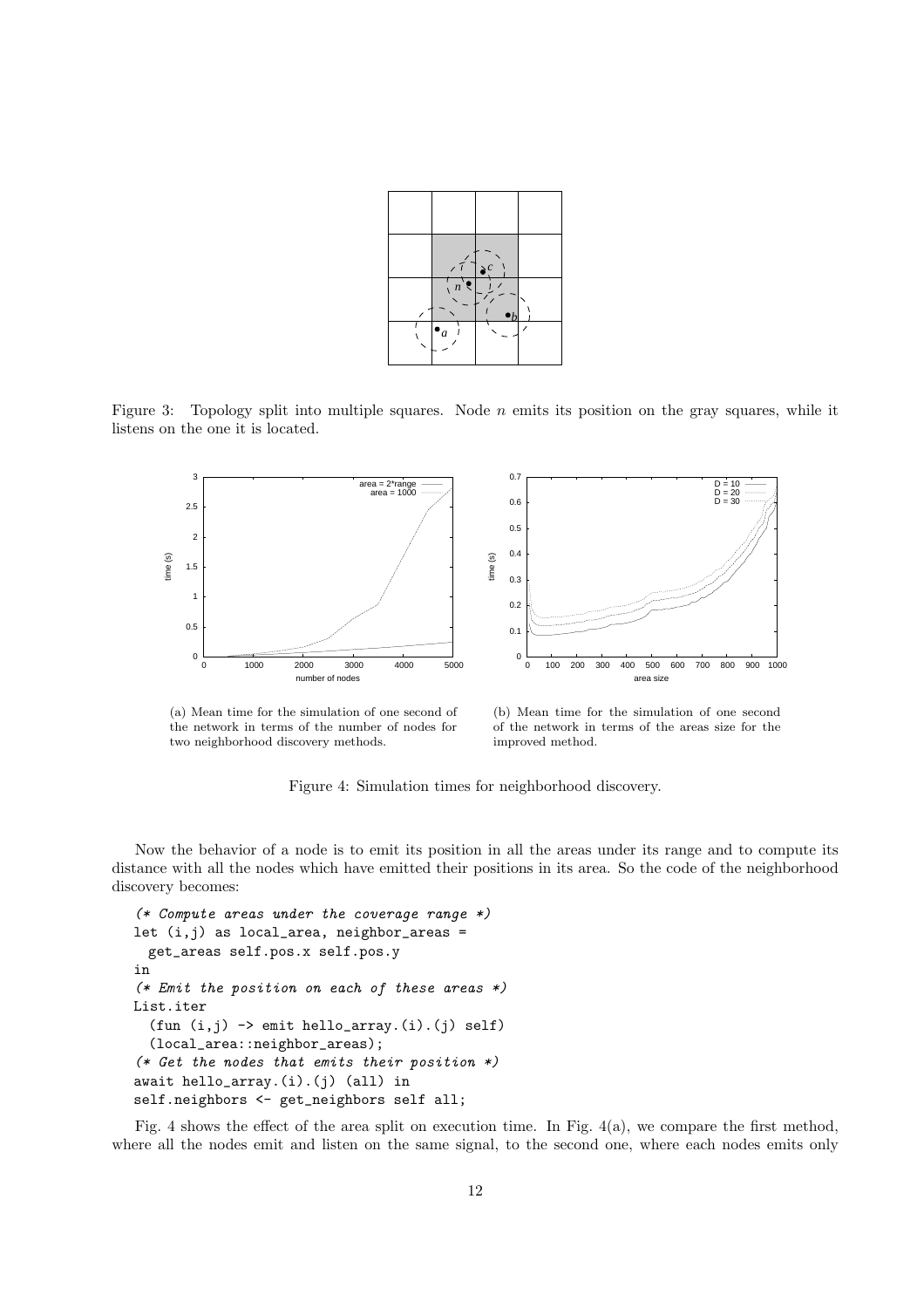Figure 3: Topology split into multiple squares. Node $n$ emits its position on the gray squares, while it listens on the one it is located.

(a) Mean time for the simulation of one second of the network in terms of the number of nodes for two neighborhood discovery methods.

(b) Mean time for the simulation of one second of the network in terms of the areas size for the improved method.

Figure 4: Simulation times for neighborhood discovery.

Now the behavior of a node is to emit its position in all the areas under its range and to compute its distance with all the nodes which have emitted their positions in its area. So the code of the neighborhood discovery becomes:

```
(* Compute areas under the coverage range *)
let (i,j) as local_area, neighbor_areas =
  get_areas self.pos.x self.pos.y
in
(* Emit the position on each of these areas *)
List.iter
  (fun (i,j) -> emit hello_array.(i).(j) self)
  (local_area::neighbor_areas);
(* Get the nodes that emits their position *)
await hello_array.(i).(j) (all) in
self.neighbors <- get_neighbors self all;
```

Fig. 4 shows the effect of the area split on execution time. In Fig. 4(a), we compare the first method, where all the nodes emit and listen on the same signal, to the second one, where each nodes emits only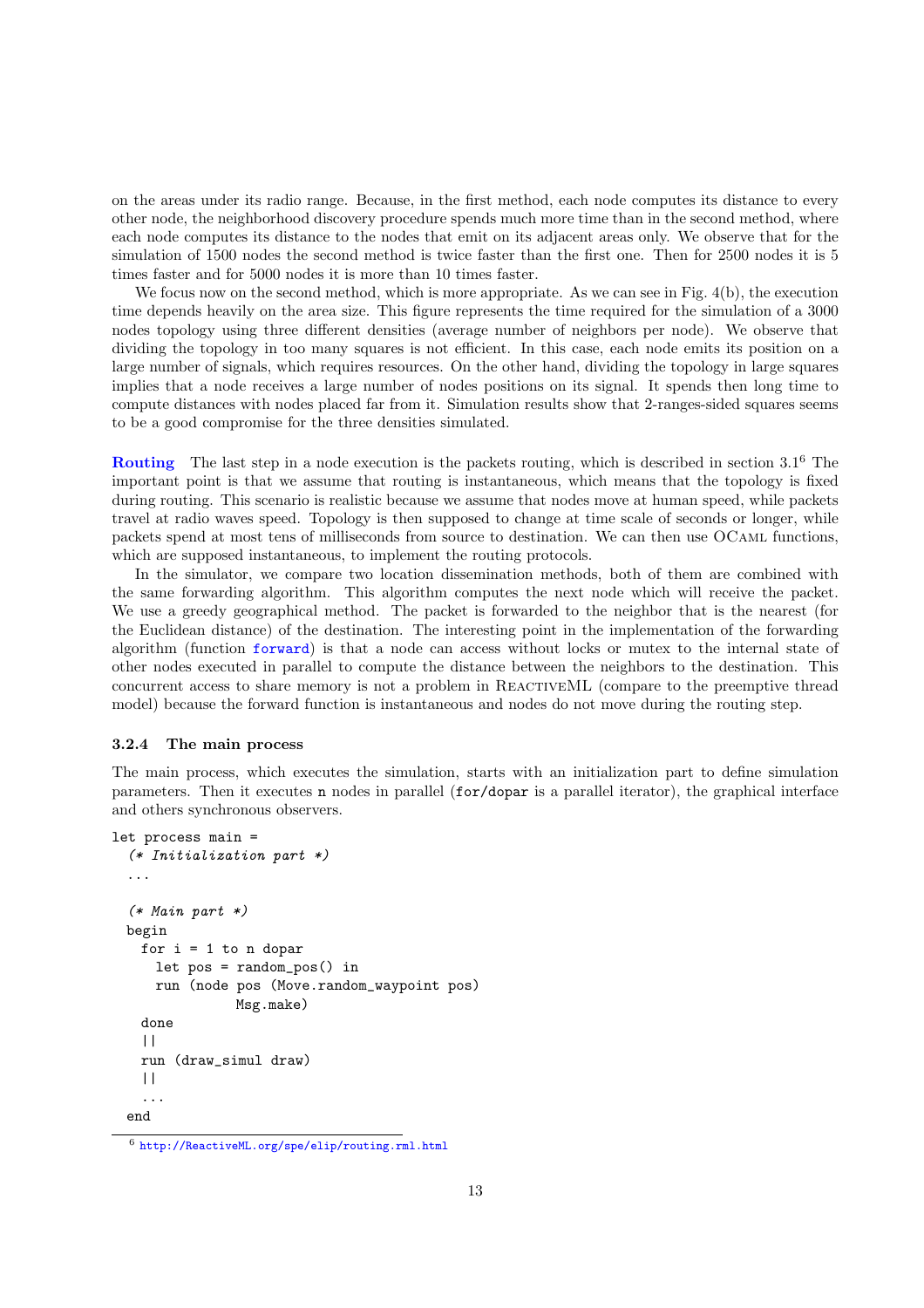on the areas under its radio range. Because, in the first method, each node computes its distance to every other node, the neighborhood discovery procedure spends much more time than in the second method, where each node computes its distance to the nodes that emit on its adjacent areas only. We observe that for the simulation of 1500 nodes the second method is twice faster than the first one. Then for 2500 nodes it is 5 times faster and for 5000 nodes it is more than 10 times faster.

We focus now on the second method, which is more appropriate. As we can see in Fig. 4(b), the execution time depends heavily on the area size. This figure represents the time required for the simulation of a 3000 nodes topology using three different densities (average number of neighbors per node). We observe that dividing the topology in too many squares is not efficient. In this case, each node emits its position on a large number of signals, which requires resources. On the other hand, dividing the topology in large squares implies that a node receives a large number of nodes positions on its signal. It spends then long time to compute distances with nodes placed far from it. Simulation results show that 2-ranges-sided squares seems to be a good compromise for the three densities simulated.

**Routing** The last step in a node execution is the packets routing, which is described in section 3.1[6] The important point is that we assume that routing is instantaneous, which means that the topology is fixed during routing. This scenario is realistic because we assume that nodes move at human speed, while packets travel at radio waves speed. Topology is then supposed to change at time scale of seconds or longer, while packets spend at most tens of milliseconds from source to destination. We can then use OCaml functions, which are supposed instantaneous, to implement the routing protocols.

In the simulator, we compare two location dissemination methods, both of them are combined with the same forwarding algorithm. This algorithm computes the next node which will receive the packet. We use a greedy geographical method. The packet is forwarded to the neighbor that is the nearest (for the Euclidean distance) of the destination. The interesting point in the implementation of the forwarding algorithm (function `forward`) is that a node can access without locks or mutex to the internal state of other nodes executed in parallel to compute the distance between the neighbors to the destination. This concurrent access to share memory is not a problem in ReactiveML (compare to the preemptive thread model) because the forward function is instantaneous and nodes do not move during the routing step.

### 3.2.4 The main process

The main process, which executes the simulation, starts with an initialization part to define simulation parameters. Then it executes `n` nodes in parallel (`for/dopar` is a parallel iterator), the graphical interface and others synchronous observers.

```
let process main =
  (* Initialization part *)
  ...

  (* Main part *)
  begin
    for i = 1 to n dopar
      let pos = random_pos() in
      run (node pos (Move.random_waypoint pos)
                Msg.make)
    done
    ||
    run (draw_simul draw)
    ||
    ...
  end
```

[6] http://ReactiveML.org/spe/elip/routing.rml.html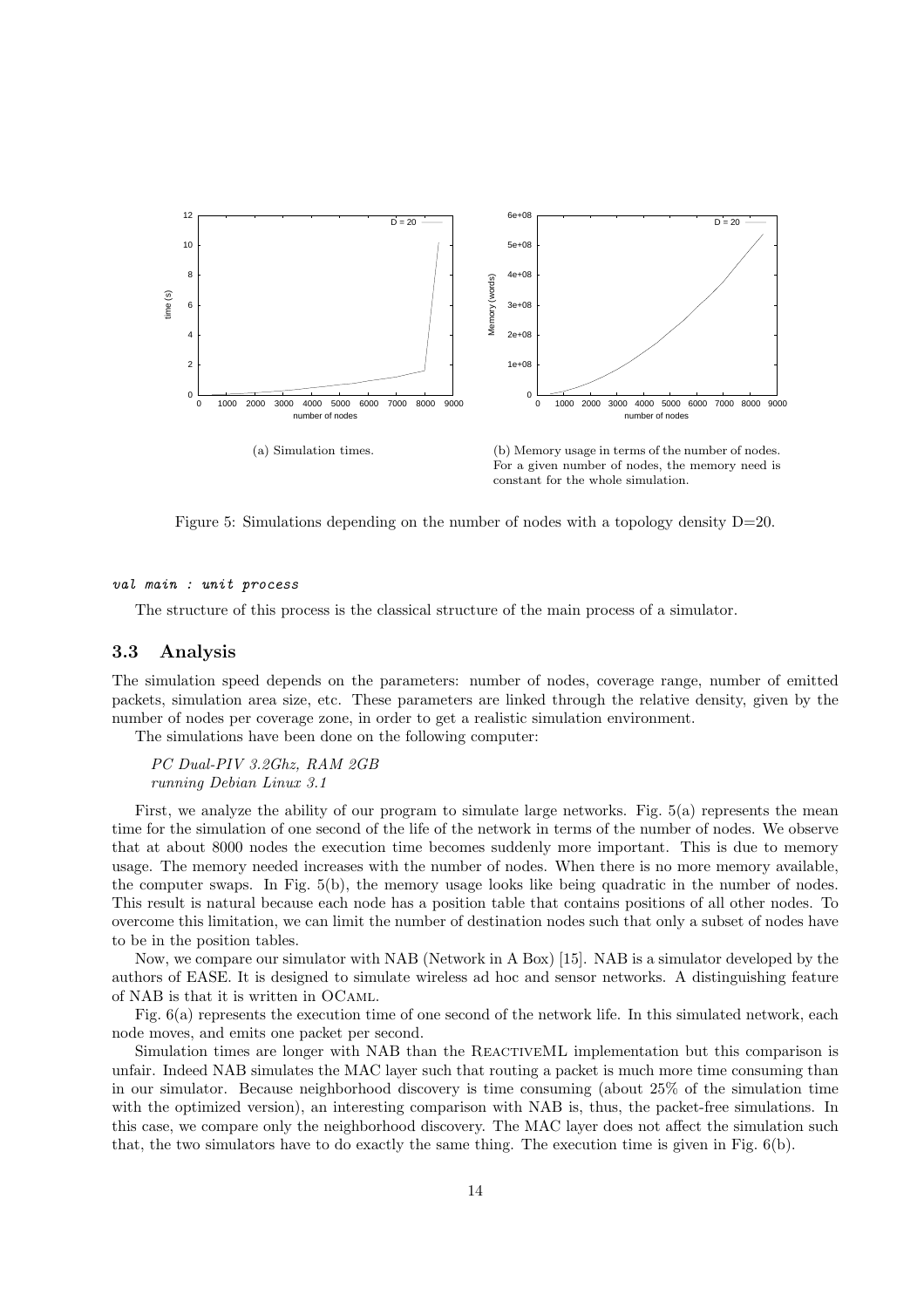(a) Simulation times.

(b) Memory usage in terms of the number of nodes. For a given number of nodes, the memory need is constant for the whole simulation.

Figure 5: Simulations depending on the number of nodes with a topology density D=20.

```
val main : unit process
```

The structure of this process is the classical structure of the main process of a simulator.

### 3.3 Analysis

The simulation speed depends on the parameters: number of nodes, coverage range, number of emitted packets, simulation area size, etc. These parameters are linked through the relative density, given by the number of nodes per coverage zone, in order to get a realistic simulation environment.

The simulations have been done on the following computer:

*PC Dual-PIV 3.2Ghz, RAM 2GB*
*running Debian Linux 3.1*

First, we analyze the ability of our program to simulate large networks. Fig. 5(a) represents the mean time for the simulation of one second of the life of the network in terms of the number of nodes. We observe that at about 8000 nodes the execution time becomes suddenly more important. This is due to memory usage. The memory needed increases with the number of nodes. When there is no more memory available, the computer swaps. In Fig. 5(b), the memory usage looks like being quadratic in the number of nodes. This result is natural because each node has a position table that contains positions of all other nodes. To overcome this limitation, we can limit the number of destination nodes such that only a subset of nodes have to be in the position tables.

Now, we compare our simulator with NAB (Network in A Box) [15]. NAB is a simulator developed by the authors of EASE. It is designed to simulate wireless ad hoc and sensor networks. A distinguishing feature of NAB is that it is written in OCaml.

Fig. 6(a) represents the execution time of one second of the network life. In this simulated network, each node moves, and emits one packet per second.

Simulation times are longer with NAB than the ReactiveML implementation but this comparison is unfair. Indeed NAB simulates the MAC layer such that routing a packet is much more time consuming than in our simulator. Because neighborhood discovery is time consuming (about 25% of the simulation time with the optimized version), an interesting comparison with NAB is, thus, the packet-free simulations. In this case, we compare only the neighborhood discovery. The MAC layer does not affect the simulation such that, the two simulators have to do exactly the same thing. The execution time is given in Fig. 6(b).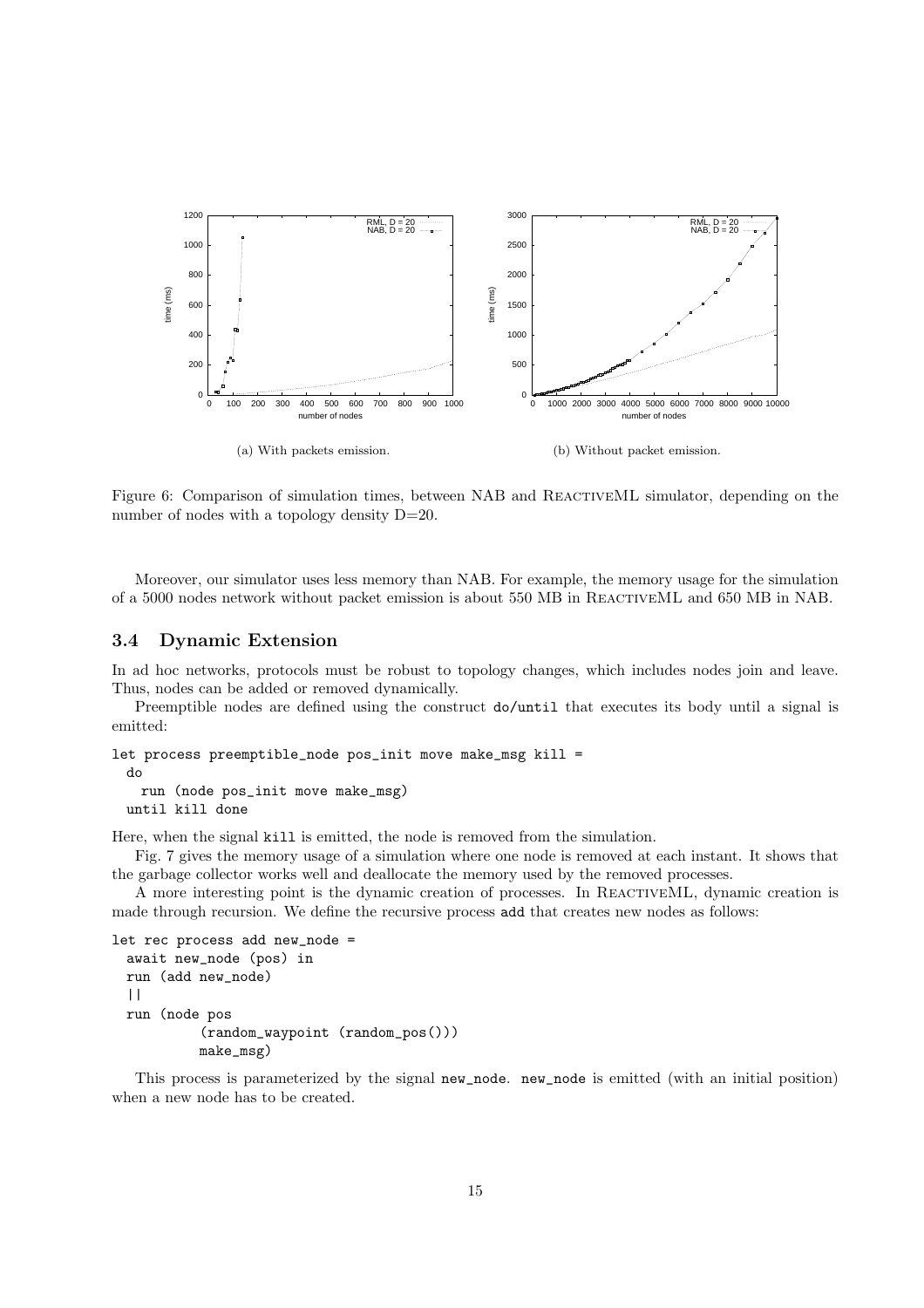(a) With packets emission.

(b) Without packet emission.

Figure 6: Comparison of simulation times, between NAB and ReactiveML simulator, depending on the number of nodes with a topology density D=20.

Moreover, our simulator uses less memory than NAB. For example, the memory usage for the simulation of a 5000 nodes network without packet emission is about 550 MB in ReactiveML and 650 MB in NAB.

### 3.4 Dynamic Extension

In ad hoc networks, protocols must be robust to topology changes, which includes nodes join and leave. Thus, nodes can be added or removed dynamically.

Preemptible nodes are defined using the construct `do/until` that executes its body until a signal is emitted:

```
let process preemptible_node pos_init move make_msg kill =
  do
    run (node pos_init move make_msg)
  until kill done
```

Here, when the signal `kill` is emitted, the node is removed from the simulation.

Fig. 7 gives the memory usage of a simulation where one node is removed at each instant. It shows that the garbage collector works well and deallocate the memory used by the removed processes.

A more interesting point is the dynamic creation of processes. In ReactiveML, dynamic creation is made through recursion. We define the recursive process `add` that creates new nodes as follows:

```
let rec process add new_node =
  await new_node (pos) in
  run (add new_node)
  ||
  run (node pos
          (random_waypoint (random_pos()))
          make_msg)
```

This process is parameterized by the signal `new_node`. `new_node` is emitted (with an initial position) when a new node has to be created.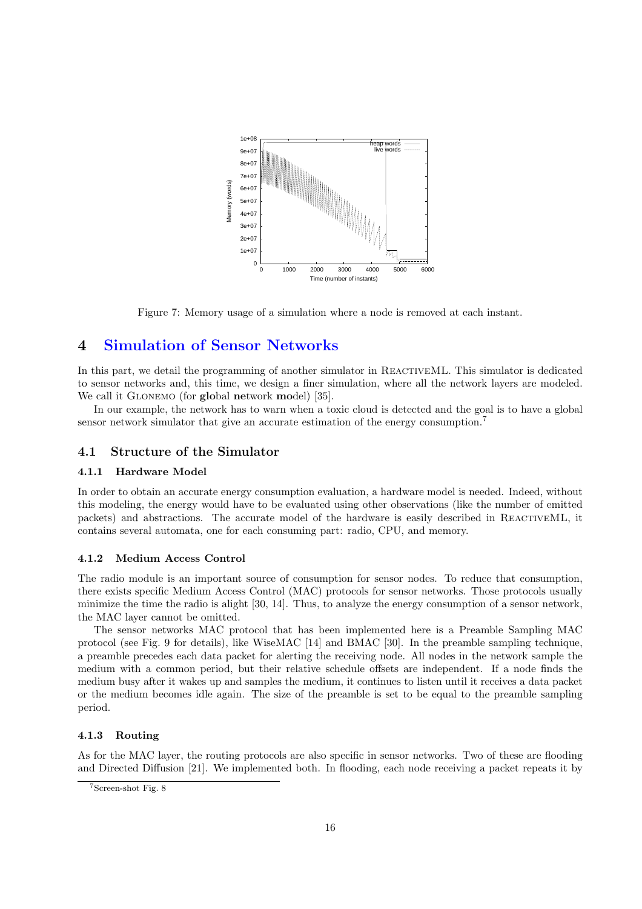Figure 7: Memory usage of a simulation where a node is removed at each instant.

# 4 Simulation of Sensor Networks

In this part, we detail the programming of another simulator in ReactiveML. This simulator is dedicated to sensor networks and, this time, we design a finer simulation, where all the network layers are modeled. We call it Glonemo (for **glo**bal **ne**twork **mo**del) [35].

In our example, the network has to warn when a toxic cloud is detected and the goal is to have a global sensor network simulator that give an accurate estimation of the energy consumption.[7]

## 4.1 Structure of the Simulator

### 4.1.1 Hardware Model

In order to obtain an accurate energy consumption evaluation, a hardware model is needed. Indeed, without this modeling, the energy would have to be evaluated using other observations (like the number of emitted packets) and abstractions. The accurate model of the hardware is easily described in ReactiveML, it contains several automata, one for each consuming part: radio, CPU, and memory.

### 4.1.2 Medium Access Control

The radio module is an important source of consumption for sensor nodes. To reduce that consumption, there exists specific Medium Access Control (MAC) protocols for sensor networks. Those protocols usually minimize the time the radio is alight [30, 14]. Thus, to analyze the energy consumption of a sensor network, the MAC layer cannot be omitted.

The sensor networks MAC protocol that has been implemented here is a Preamble Sampling MAC protocol (see Fig. 9 for details), like WiseMAC [14] and BMAC [30]. In the preamble sampling technique, a preamble precedes each data packet for alerting the receiving node. All nodes in the network sample the medium with a common period, but their relative schedule offsets are independent. If a node finds the medium busy after it wakes up and samples the medium, it continues to listen until it receives a data packet or the medium becomes idle again. The size of the preamble is set to be equal to the preamble sampling period.

### 4.1.3 Routing

As for the MAC layer, the routing protocols are also specific in sensor networks. Two of these are flooding and Directed Diffusion [21]. We implemented both. In flooding, each node receiving a packet repeats it by

[7] Screen-shot Fig. 8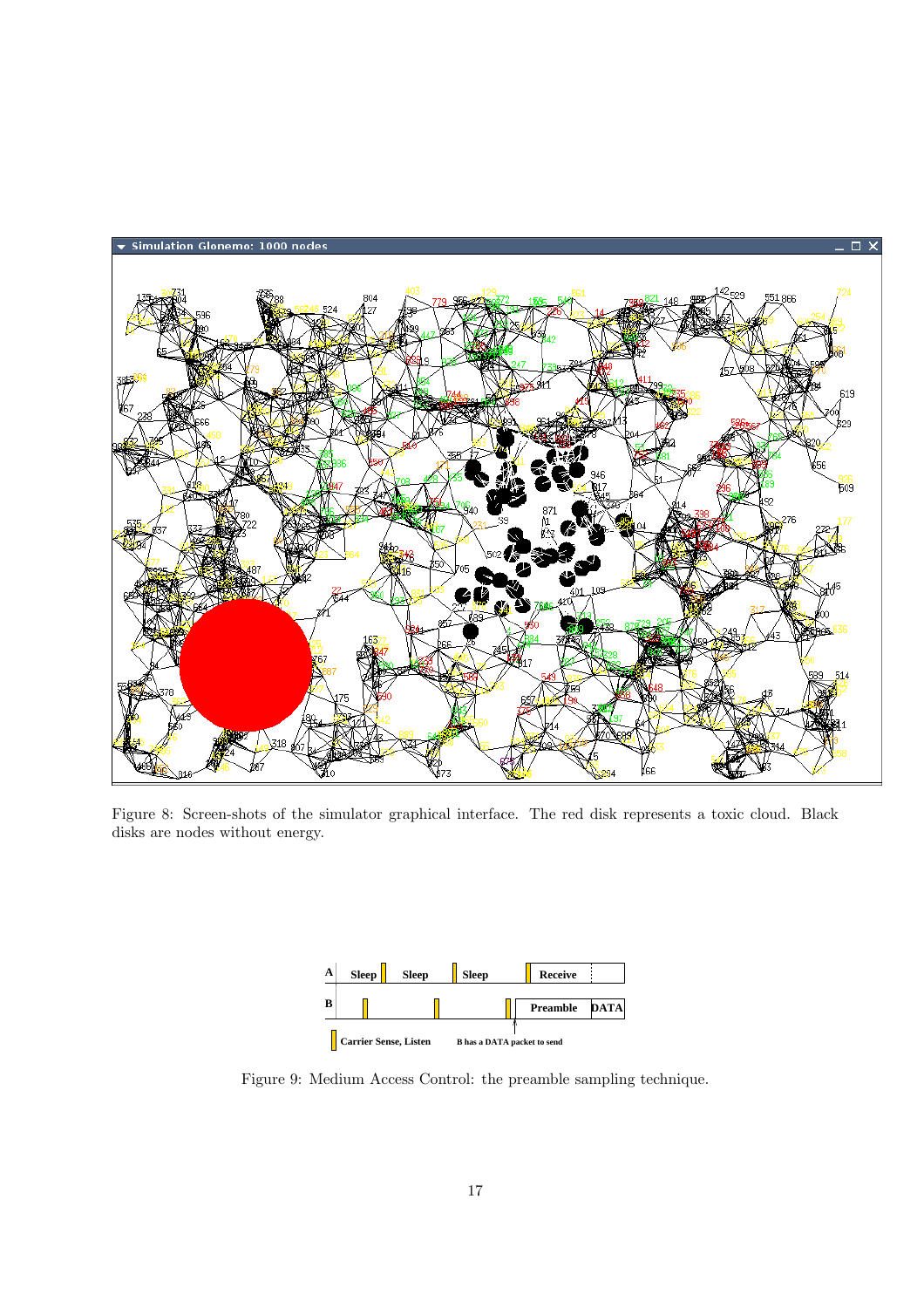Figure 8: Screen-shots of the simulator graphical interface. The red disk represents a toxic cloud. Black disks are nodes without energy.

Figure 9: Medium Access Control: the preamble sampling technique.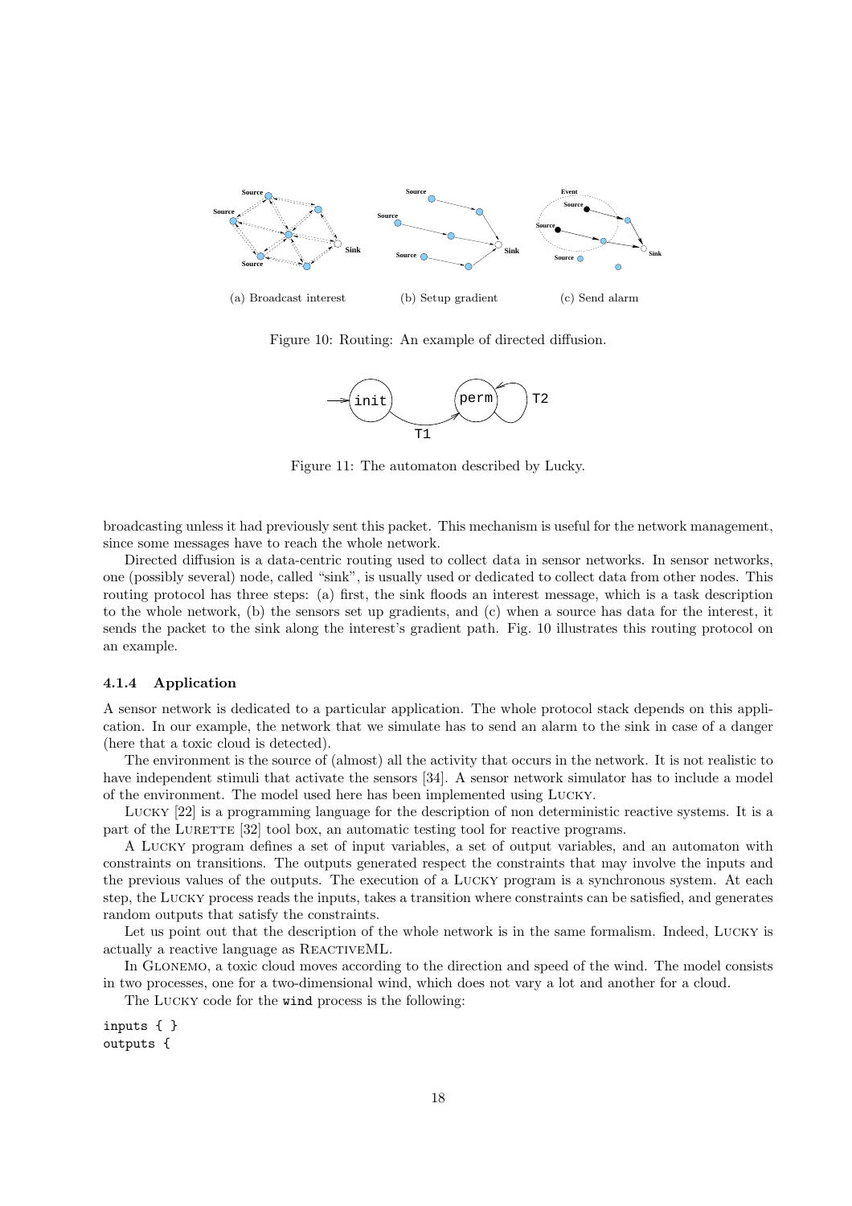(a) Broadcast interest (b) Setup gradient (c) Send alarm

Figure 10: Routing: An example of directed diffusion.

Figure 11: The automaton described by Lucky.

broadcasting unless it had previously sent this packet. This mechanism is useful for the network management, since some messages have to reach the whole network.

Directed diffusion is a data-centric routing used to collect data in sensor networks. In sensor networks, one (possibly several) node, called "sink", is usually used or dedicated to collect data from other nodes. This routing protocol has three steps: (a) first, the sink floods an interest message, which is a task description to the whole network, (b) the sensors set up gradients, and (c) when a source has data for the interest, it sends the packet to the sink along the interest's gradient path. Fig. 10 illustrates this routing protocol on an example.

### 4.1.4 Application

A sensor network is dedicated to a particular application. The whole protocol stack depends on this application. In our example, the network that we simulate has to send an alarm to the sink in case of a danger (here that a toxic cloud is detected).

The environment is the source of (almost) all the activity that occurs in the network. It is not realistic to have independent stimuli that activate the sensors [34]. A sensor network simulator has to include a model of the environment. The model used here has been implemented using Lucky.

Lucky [22] is a programming language for the description of non deterministic reactive systems. It is a part of the Lurette [32] tool box, an automatic testing tool for reactive programs.

A Lucky program defines a set of input variables, a set of output variables, and an automaton with constraints on transitions. The outputs generated respect the constraints that may involve the inputs and the previous values of the outputs. The execution of a Lucky program is a synchronous system. At each step, the Lucky process reads the inputs, takes a transition where constraints can be satisfied, and generates random outputs that satisfy the constraints.

Let us point out that the description of the whole network is in the same formalism. Indeed, Lucky is actually a reactive language as ReactiveML.

In Glonemo, a toxic cloud moves according to the direction and speed of the wind. The model consists in two processes, one for a two-dimensional wind, which does not vary a lot and another for a cloud.

The Lucky code for the wind process is the following:

```
inputs { }
outputs {
```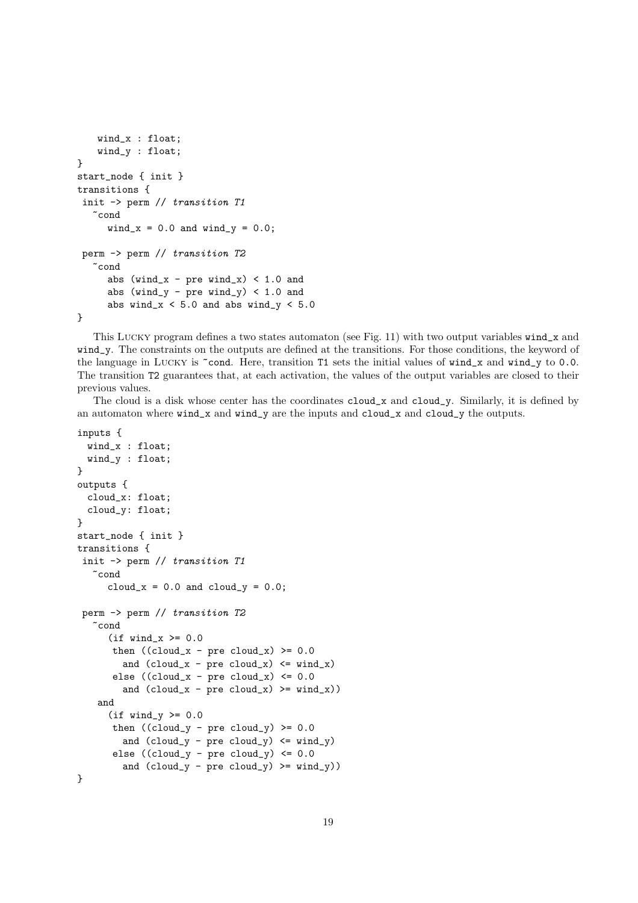```
    wind_x : float;
    wind_y : float;
}
start_node { init }
transitions {
 init -> perm // transition T1
   ~cond
     wind_x = 0.0 and wind_y = 0.0;

 perm -> perm // transition T2
   ~cond
     abs (wind_x - pre wind_x) < 1.0 and
     abs (wind_y - pre wind_y) < 1.0 and
     abs wind_x < 5.0 and abs wind_y < 5.0
}
```

This Lucky program defines a two states automaton (see Fig. 11) with two output variables `wind_x` and `wind_y`. The constraints on the outputs are defined at the transitions. For those conditions, the keyword of the language in Lucky is `~cond`. Here, transition `T1` sets the initial values of `wind_x` and `wind_y` to `0.0`. The transition `T2` guarantees that, at each activation, the values of the output variables are closed to their previous values.

The cloud is a disk whose center has the coordinates `cloud_x` and `cloud_y`. Similarly, it is defined by an automaton where `wind_x` and `wind_y` are the inputs and `cloud_x` and `cloud_y` the outputs.

```
inputs {
  wind_x : float;
  wind_y : float;
}
outputs {
  cloud_x: float;
  cloud_y: float;
}
start_node { init }
transitions {
 init -> perm // transition T1
   ~cond
     cloud_x = 0.0 and cloud_y = 0.0;

 perm -> perm // transition T2
   ~cond
     (if wind_x >= 0.0
      then ((cloud_x - pre cloud_x) >= 0.0
        and (cloud_x - pre cloud_x) <= wind_x)
      else ((cloud_x - pre cloud_x) <= 0.0
        and (cloud_x - pre cloud_x) >= wind_x))
    and
     (if wind_y >= 0.0
      then ((cloud_y - pre cloud_y) >= 0.0
        and (cloud_y - pre cloud_y) <= wind_y)
      else ((cloud_y - pre cloud_y) <= 0.0
        and (cloud_y - pre cloud_y) >= wind_y))
}
```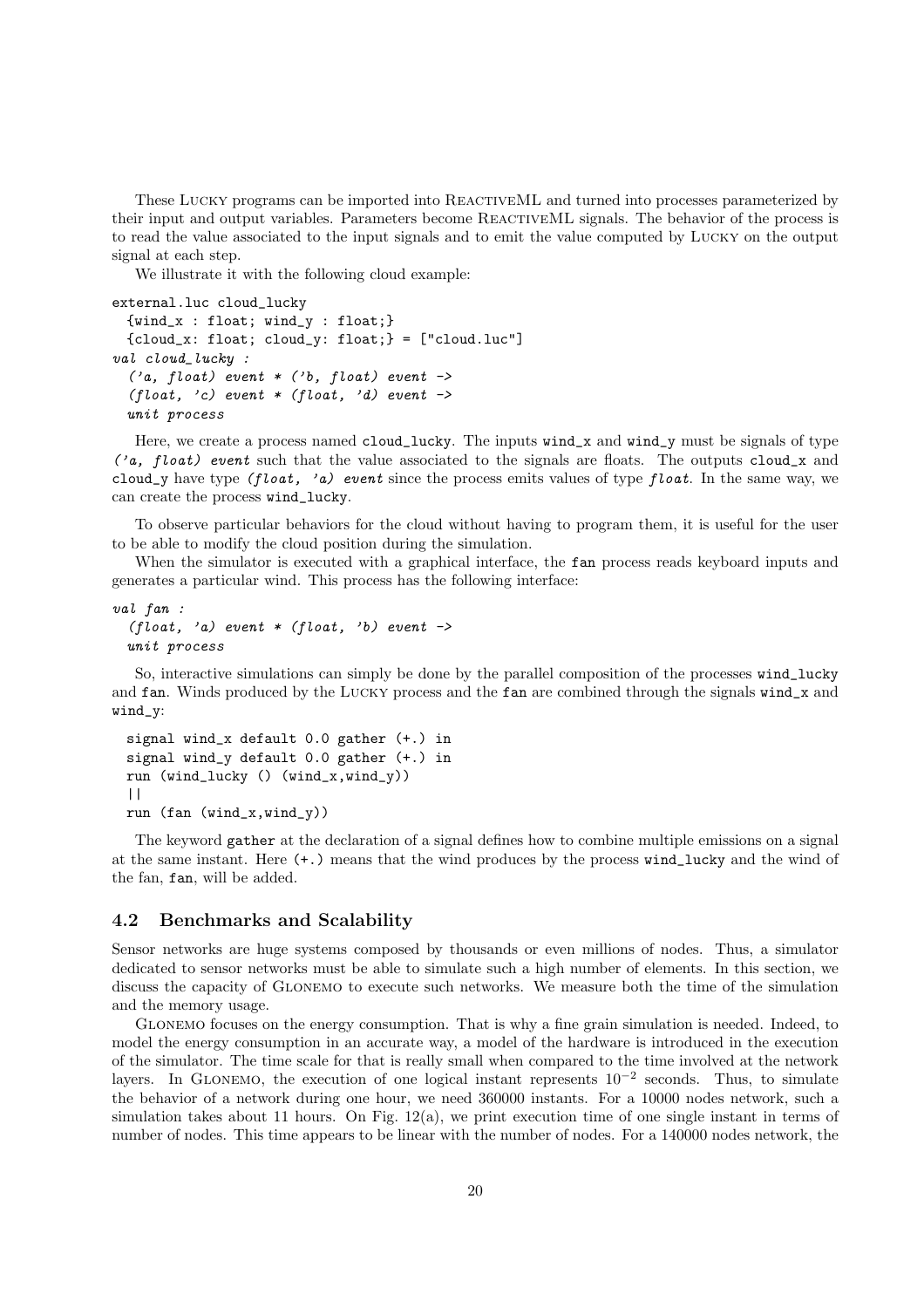These LUCKY programs can be imported into REACTIVEML and turned into processes parameterized by their input and output variables. Parameters become REACTIVEML signals. The behavior of the process is to read the value associated to the input signals and to emit the value computed by LUCKY on the output signal at each step.

We illustrate it with the following cloud example:

```
external.luc cloud_lucky
  {wind_x : float; wind_y : float;}
  {cloud_x: float; cloud_y: float;} = ["cloud.luc"]
val cloud_lucky :
  ('a, float) event * ('b, float) event ->
  (float, 'c) event * (float, 'd) event ->
  unit process
```

Here, we create a process named `cloud_lucky`. The inputs `wind_x` and `wind_y` must be signals of type *('a, float) event* such that the value associated to the signals are floats. The outputs `cloud_x` and `cloud_y` have type *(float, 'a) event* since the process emits values of type *float*. In the same way, we can create the process `wind_lucky`.

To observe particular behaviors for the cloud without having to program them, it is useful for the user to be able to modify the cloud position during the simulation.

When the simulator is executed with a graphical interface, the `fan` process reads keyboard inputs and generates a particular wind. This process has the following interface:

```
val fan :
  (float, 'a) event * (float, 'b) event ->
  unit process
```

So, interactive simulations can simply be done by the parallel composition of the processes `wind_lucky` and `fan`. Winds produced by the LUCKY process and the `fan` are combined through the signals `wind_x` and `wind_y`:

```
signal wind_x default 0.0 gather (+.) in
signal wind_y default 0.0 gather (+.) in
run (wind_lucky () (wind_x,wind_y))
||
run (fan (wind_x,wind_y))
```

The keyword `gather` at the declaration of a signal defines how to combine multiple emissions on a signal at the same instant. Here `(+.)` means that the wind produces by the process `wind_lucky` and the wind of the fan, `fan`, will be added.

## 4.2 Benchmarks and Scalability

Sensor networks are huge systems composed by thousands or even millions of nodes. Thus, a simulator dedicated to sensor networks must be able to simulate such a high number of elements. In this section, we discuss the capacity of GLONEMO to execute such networks. We measure both the time of the simulation and the memory usage.

GLONEMO focuses on the energy consumption. That is why a fine grain simulation is needed. Indeed, to model the energy consumption in an accurate way, a model of the hardware is introduced in the execution of the simulator. The time scale for that is really small when compared to the time involved at the network layers. In GLONEMO, the execution of one logical instant represents $10^{-2}$ seconds. Thus, to simulate the behavior of a network during one hour, we need 360000 instants. For a 10000 nodes network, such a simulation takes about 11 hours. On Fig. 12(a), we print execution time of one single instant in terms of number of nodes. This time appears to be linear with the number of nodes. For a 140000 nodes network, the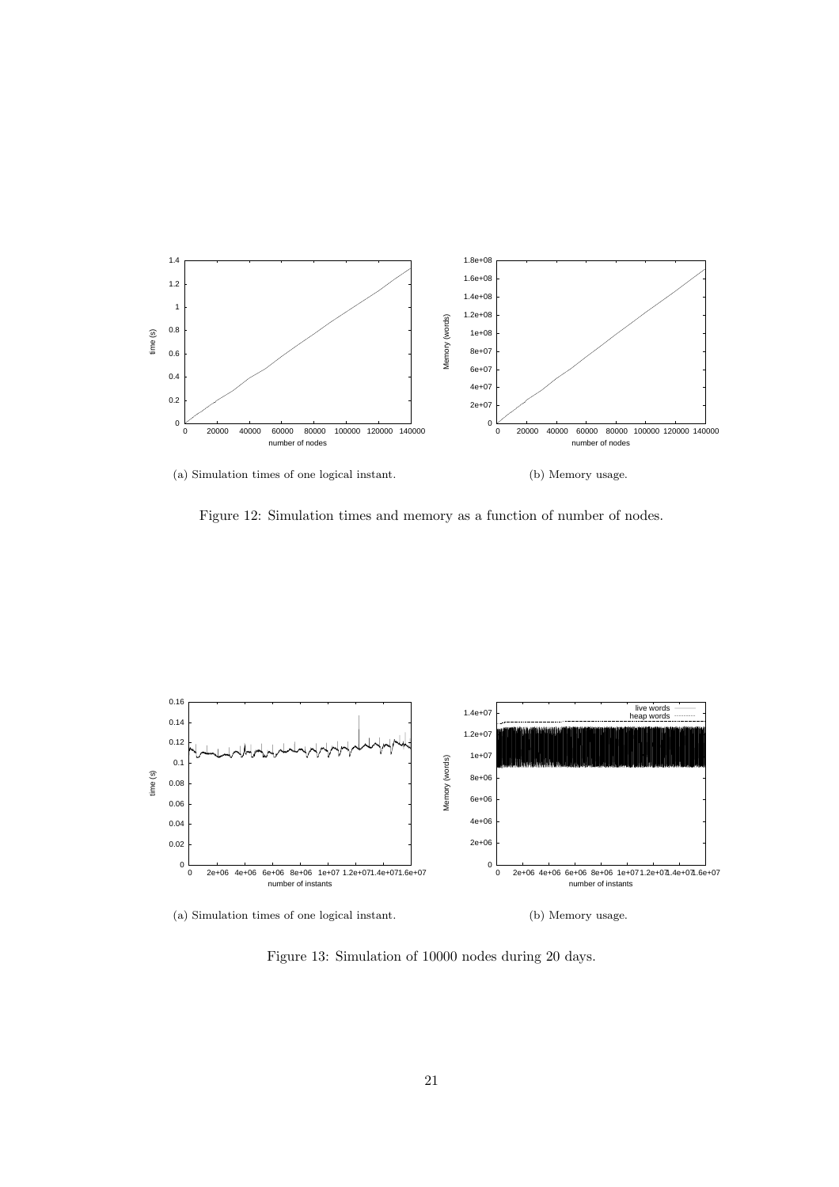(a) Simulation times of one logical instant.

(b) Memory usage.

Figure 12: Simulation times and memory as a function of number of nodes.

(a) Simulation times of one logical instant.

(b) Memory usage.

Figure 13: Simulation of 10000 nodes during 20 days.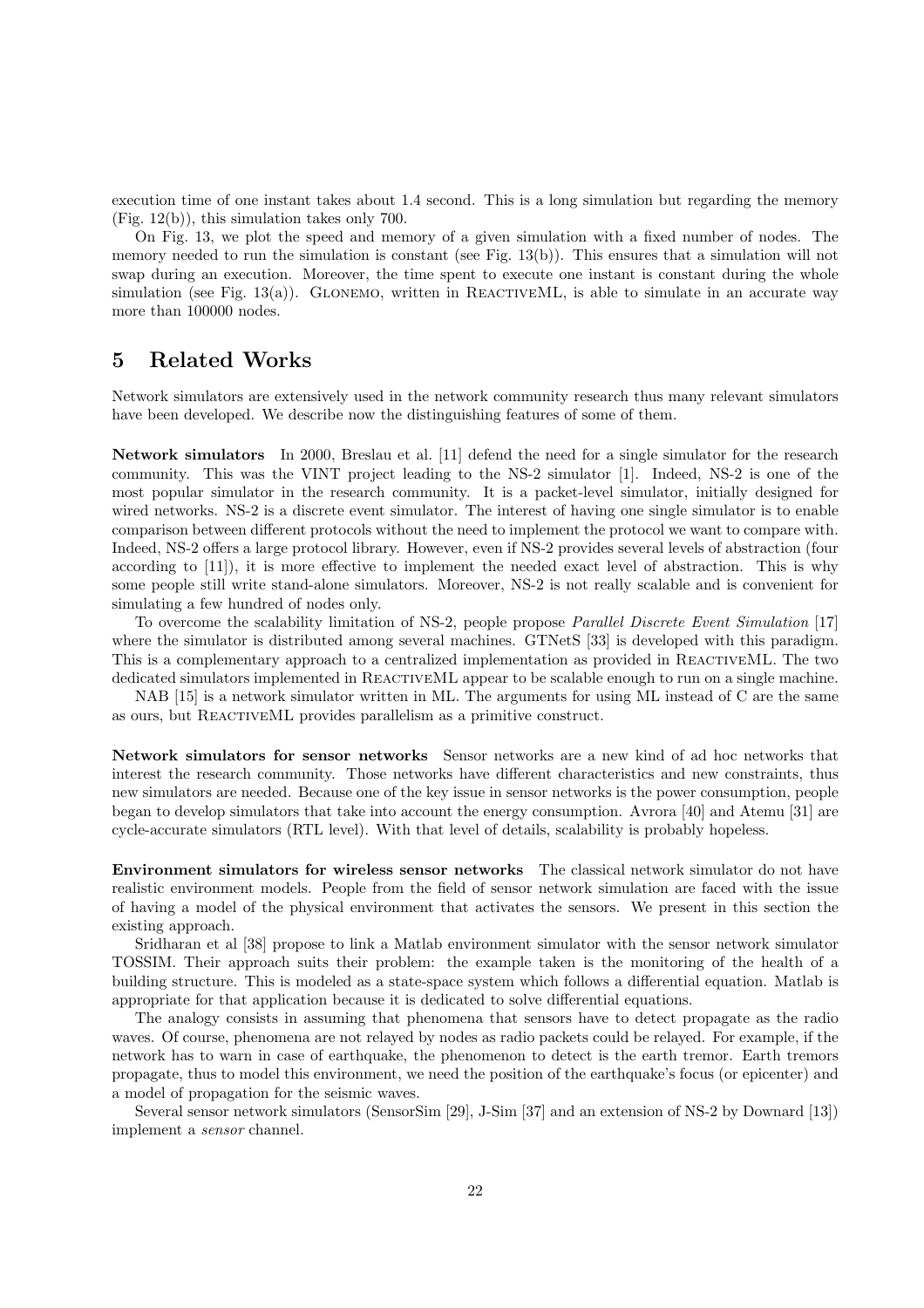execution time of one instant takes about 1.4 second. This is a long simulation but regarding the memory (Fig. 12(b)), this simulation takes only 700.

On Fig. 13, we plot the speed and memory of a given simulation with a fixed number of nodes. The memory needed to run the simulation is constant (see Fig. 13(b)). This ensures that a simulation will not swap during an execution. Moreover, the time spent to execute one instant is constant during the whole simulation (see Fig. 13(a)). Glonemo, written in ReactiveML, is able to simulate in an accurate way more than 100000 nodes.

# 5 Related Works

Network simulators are extensively used in the network community research thus many relevant simulators have been developed. We describe now the distinguishing features of some of them.

**Network simulators** In 2000, Breslau et al. [11] defend the need for a single simulator for the research community. This was the VINT project leading to the NS-2 simulator [1]. Indeed, NS-2 is one of the most popular simulator in the research community. It is a packet-level simulator, initially designed for wired networks. NS-2 is a discrete event simulator. The interest of having one single simulator is to enable comparison between different protocols without the need to implement the protocol we want to compare with. Indeed, NS-2 offers a large protocol library. However, even if NS-2 provides several levels of abstraction (four according to [11]), it is more effective to implement the needed exact level of abstraction. This is why some people still write stand-alone simulators. Moreover, NS-2 is not really scalable and is convenient for simulating a few hundred of nodes only.

To overcome the scalability limitation of NS-2, people propose *Parallel Discrete Event Simulation* [17] where the simulator is distributed among several machines. GTNetS [33] is developed with this paradigm. This is a complementary approach to a centralized implementation as provided in ReactiveML. The two dedicated simulators implemented in ReactiveML appear to be scalable enough to run on a single machine.

NAB [15] is a network simulator written in ML. The arguments for using ML instead of C are the same as ours, but ReactiveML provides parallelism as a primitive construct.

**Network simulators for sensor networks** Sensor networks are a new kind of ad hoc networks that interest the research community. Those networks have different characteristics and new constraints, thus new simulators are needed. Because one of the key issue in sensor networks is the power consumption, people began to develop simulators that take into account the energy consumption. Avrora [40] and Atemu [31] are cycle-accurate simulators (RTL level). With that level of details, scalability is probably hopeless.

**Environment simulators for wireless sensor networks** The classical network simulator do not have realistic environment models. People from the field of sensor network simulation are faced with the issue of having a model of the physical environment that activates the sensors. We present in this section the existing approach.

Sridharan et al [38] propose to link a Matlab environment simulator with the sensor network simulator TOSSIM. Their approach suits their problem: the example taken is the monitoring of the health of a building structure. This is modeled as a state-space system which follows a differential equation. Matlab is appropriate for that application because it is dedicated to solve differential equations.

The analogy consists in assuming that phenomena that sensors have to detect propagate as the radio waves. Of course, phenomena are not relayed by nodes as radio packets could be relayed. For example, if the network has to warn in case of earthquake, the phenomenon to detect is the earth tremor. Earth tremors propagate, thus to model this environment, we need the position of the earthquake's focus (or epicenter) and a model of propagation for the seismic waves.

Several sensor network simulators (SensorSim [29], J-Sim [37] and an extension of NS-2 by Downard [13]) implement a *sensor* channel.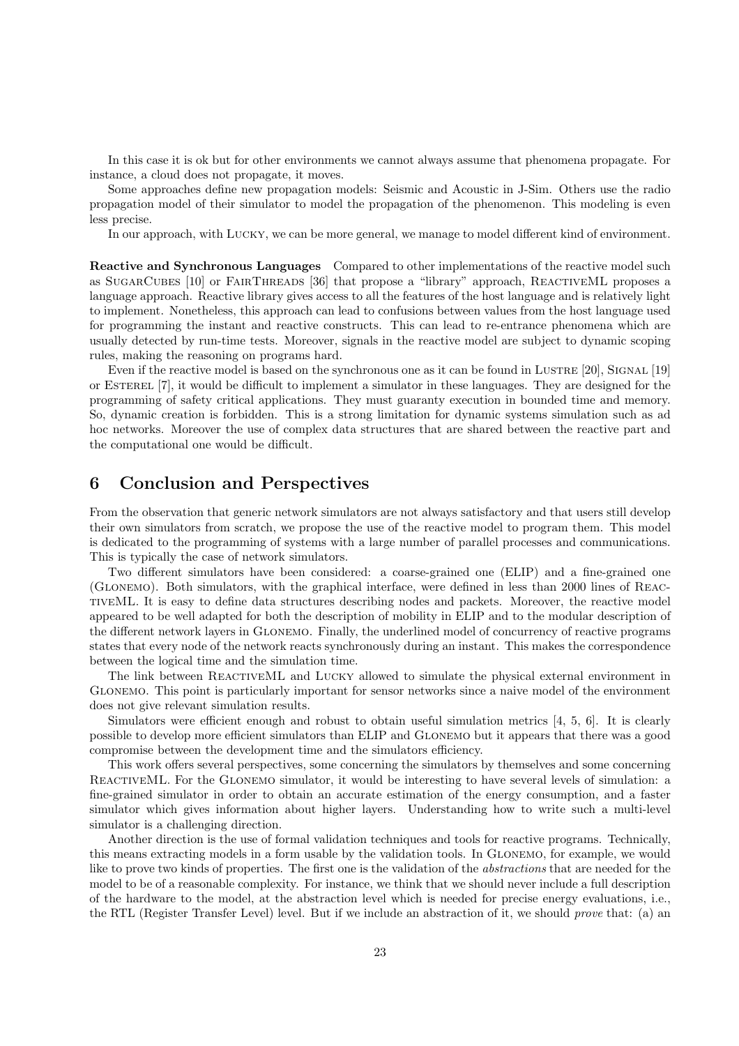In this case it is ok but for other environments we cannot always assume that phenomena propagate. For instance, a cloud does not propagate, it moves.

Some approaches define new propagation models: Seismic and Acoustic in J-Sim. Others use the radio propagation model of their simulator to model the propagation of the phenomenon. This modeling is even less precise.

In our approach, with Lucky, we can be more general, we manage to model different kind of environment.

**Reactive and Synchronous Languages** Compared to other implementations of the reactive model such as SugarCubes [10] or FairThreads [36] that propose a "library" approach, ReactiveML proposes a language approach. Reactive library gives access to all the features of the host language and is relatively light to implement. Nonetheless, this approach can lead to confusions between values from the host language used for programming the instant and reactive constructs. This can lead to re-entrance phenomena which are usually detected by run-time tests. Moreover, signals in the reactive model are subject to dynamic scoping rules, making the reasoning on programs hard.

Even if the reactive model is based on the synchronous one as it can be found in Lustre [20], Signal [19] or Esterel [7], it would be difficult to implement a simulator in these languages. They are designed for the programming of safety critical applications. They must guaranty execution in bounded time and memory. So, dynamic creation is forbidden. This is a strong limitation for dynamic systems simulation such as ad hoc networks. Moreover the use of complex data structures that are shared between the reactive part and the computational one would be difficult.

## 6 Conclusion and Perspectives

From the observation that generic network simulators are not always satisfactory and that users still develop their own simulators from scratch, we propose the use of the reactive model to program them. This model is dedicated to the programming of systems with a large number of parallel processes and communications. This is typically the case of network simulators.

Two different simulators have been considered: a coarse-grained one (ELIP) and a fine-grained one (Glonemo). Both simulators, with the graphical interface, were defined in less than 2000 lines of ReactiveML. It is easy to define data structures describing nodes and packets. Moreover, the reactive model appeared to be well adapted for both the description of mobility in ELIP and to the modular description of the different network layers in Glonemo. Finally, the underlined model of concurrency of reactive programs states that every node of the network reacts synchronously during an instant. This makes the correspondence between the logical time and the simulation time.

The link between ReactiveML and Lucky allowed to simulate the physical external environment in Glonemo. This point is particularly important for sensor networks since a naive model of the environment does not give relevant simulation results.

Simulators were efficient enough and robust to obtain useful simulation metrics [4, 5, 6]. It is clearly possible to develop more efficient simulators than ELIP and Glonemo but it appears that there was a good compromise between the development time and the simulators efficiency.

This work offers several perspectives, some concerning the simulators by themselves and some concerning ReactiveML. For the Glonemo simulator, it would be interesting to have several levels of simulation: a fine-grained simulator in order to obtain an accurate estimation of the energy consumption, and a faster simulator which gives information about higher layers. Understanding how to write such a multi-level simulator is a challenging direction.

Another direction is the use of formal validation techniques and tools for reactive programs. Technically, this means extracting models in a form usable by the validation tools. In Glonemo, for example, we would like to prove two kinds of properties. The first one is the validation of the *abstractions* that are needed for the model to be of a reasonable complexity. For instance, we think that we should never include a full description of the hardware to the model, at the abstraction level which is needed for precise energy evaluations, i.e., the RTL (Register Transfer Level) level. But if we include an abstraction of it, we should *prove* that: (a) an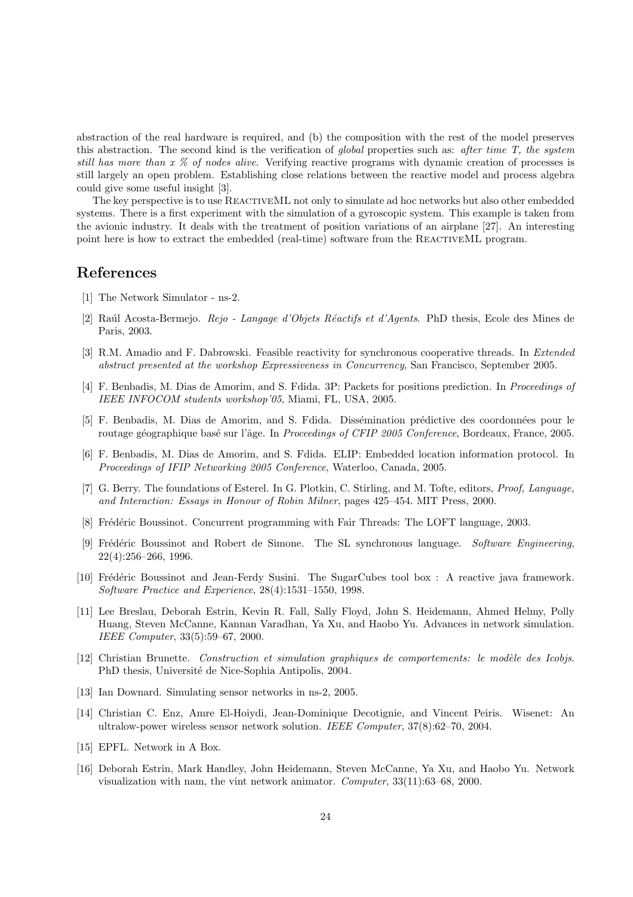abstraction of the real hardware is required, and (b) the composition with the rest of the model preserves this abstraction. The second kind is the verification of *global* properties such as: *after time T, the system still has more than x % of nodes alive*. Verifying reactive programs with dynamic creation of processes is still largely an open problem. Establishing close relations between the reactive model and process algebra could give some useful insight [3].

The key perspective is to use ReactiveML not only to simulate ad hoc networks but also other embedded systems. There is a first experiment with the simulation of a gyroscopic system. This example is taken from the avionic industry. It deals with the treatment of position variations of an airplane [27]. An interesting point here is how to extract the embedded (real-time) software from the ReactiveML program.

## References

[1] The Network Simulator - ns-2.

[2] Raúl Acosta-Bermejo. *Rejo - Langage d'Objets Réactifs et d'Agents*. PhD thesis, Ecole des Mines de Paris, 2003.

[3] R.M. Amadio and F. Dabrowski. Feasible reactivity for synchronous cooperative threads. In *Extended abstract presented at the workshop Expressiveness in Concurrency*, San Francisco, September 2005.

[4] F. Benbadis, M. Dias de Amorim, and S. Fdida. 3P: Packets for positions prediction. In *Proceedings of IEEE INFOCOM students workshop'05*, Miami, FL, USA, 2005.

[5] F. Benbadis, M. Dias de Amorim, and S. Fdida. Dissémination prédictive des coordonnées pour le routage géographique basé sur l'âge. In *Proceedings of CFIP 2005 Conference*, Bordeaux, France, 2005.

[6] F. Benbadis, M. Dias de Amorim, and S. Fdida. ELIP: Embedded location information protocol. In *Proceedings of IFIP Networking 2005 Conference*, Waterloo, Canada, 2005.

[7] G. Berry. The foundations of Esterel. In G. Plotkin, C. Stirling, and M. Tofte, editors, *Proof, Language, and Interaction: Essays in Honour of Robin Milner*, pages 425–454. MIT Press, 2000.

[8] Frédéric Boussinot. Concurrent programming with Fair Threads: The LOFT language, 2003.

[9] Frédéric Boussinot and Robert de Simone. The SL synchronous language. *Software Engineering*, 22(4):256–266, 1996.

[10] Frédéric Boussinot and Jean-Ferdy Susini. The SugarCubes tool box : A reactive java framework. *Software Practice and Experience*, 28(4):1531–1550, 1998.

[11] Lee Breslau, Deborah Estrin, Kevin R. Fall, Sally Floyd, John S. Heidemann, Ahmed Helmy, Polly Huang, Steven McCanne, Kannan Varadhan, Ya Xu, and Haobo Yu. Advances in network simulation. *IEEE Computer*, 33(5):59–67, 2000.

[12] Christian Brunette. *Construction et simulation graphiques de comportements: le modèle des Icobjs*. PhD thesis, Université de Nice-Sophia Antipolis, 2004.

[13] Ian Downard. Simulating sensor networks in ns-2, 2005.

[14] Christian C. Enz, Amre El-Hoiydi, Jean-Dominique Decotignie, and Vincent Peiris. Wisenet: An ultralow-power wireless sensor network solution. *IEEE Computer*, 37(8):62–70, 2004.

[15] EPFL. Network in A Box.

[16] Deborah Estrin, Mark Handley, John Heidemann, Steven McCanne, Ya Xu, and Haobo Yu. Network visualization with nam, the vint network animator. *Computer*, 33(11):63–68, 2000.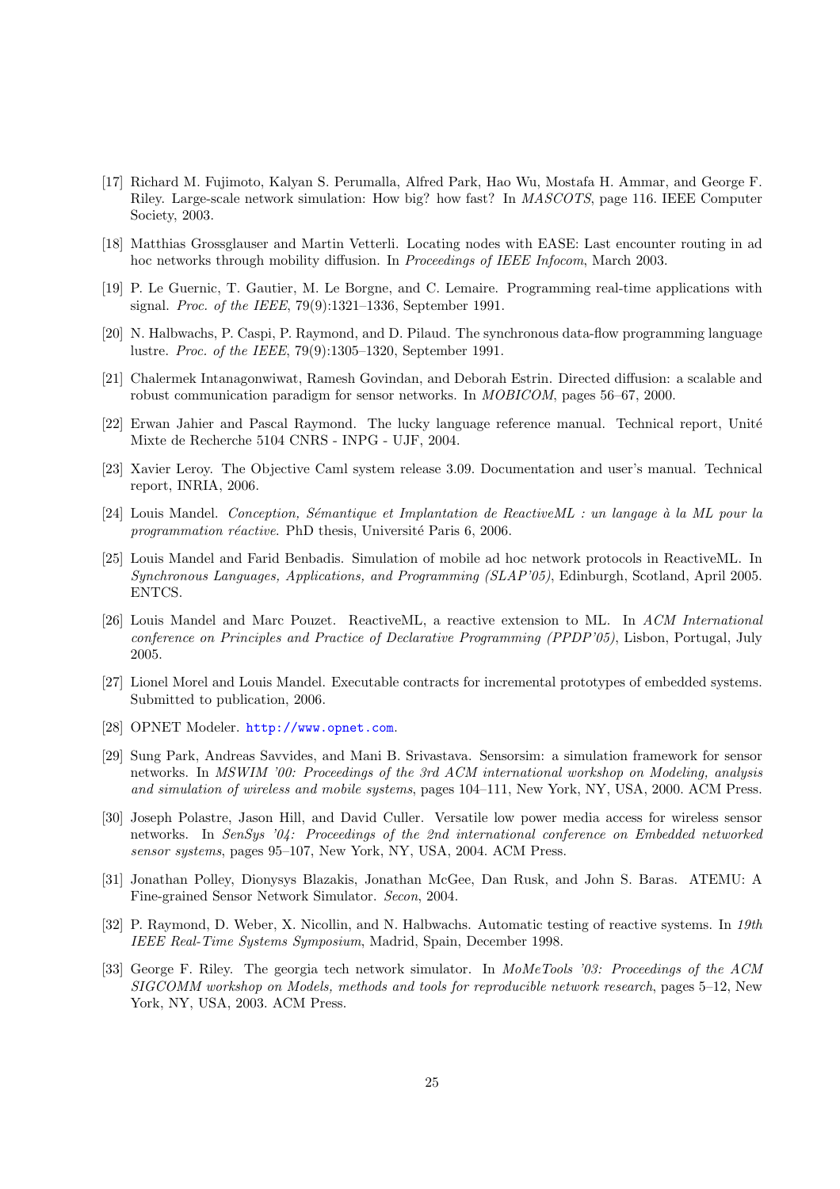[17] Richard M. Fujimoto, Kalyan S. Perumalla, Alfred Park, Hao Wu, Mostafa H. Ammar, and George F. Riley. Large-scale network simulation: How big? how fast? In *MASCOTS*, page 116. IEEE Computer Society, 2003.

[18] Matthias Grossglauser and Martin Vetterli. Locating nodes with EASE: Last encounter routing in ad hoc networks through mobility diffusion. In *Proceedings of IEEE Infocom*, March 2003.

[19] P. Le Guernic, T. Gautier, M. Le Borgne, and C. Lemaire. Programming real-time applications with signal. *Proc. of the IEEE*, 79(9):1321–1336, September 1991.

[20] N. Halbwachs, P. Caspi, P. Raymond, and D. Pilaud. The synchronous data-flow programming language lustre. *Proc. of the IEEE*, 79(9):1305–1320, September 1991.

[21] Chalermek Intanagonwiwat, Ramesh Govindan, and Deborah Estrin. Directed diffusion: a scalable and robust communication paradigm for sensor networks. In *MOBICOM*, pages 56–67, 2000.

[22] Erwan Jahier and Pascal Raymond. The lucky language reference manual. Technical report, Unité Mixte de Recherche 5104 CNRS - INPG - UJF, 2004.

[23] Xavier Leroy. The Objective Caml system release 3.09. Documentation and user's manual. Technical report, INRIA, 2006.

[24] Louis Mandel. *Conception, Sémantique et Implantation de ReactiveML : un langage à la ML pour la programmation réactive*. PhD thesis, Université Paris 6, 2006.

[25] Louis Mandel and Farid Benbadis. Simulation of mobile ad hoc network protocols in ReactiveML. In *Synchronous Languages, Applications, and Programming (SLAP'05)*, Edinburgh, Scotland, April 2005. ENTCS.

[26] Louis Mandel and Marc Pouzet. ReactiveML, a reactive extension to ML. In *ACM International conference on Principles and Practice of Declarative Programming (PPDP'05)*, Lisbon, Portugal, July 2005.

[27] Lionel Morel and Louis Mandel. Executable contracts for incremental prototypes of embedded systems. Submitted to publication, 2006.

[28] OPNET Modeler. http://www.opnet.com.

[29] Sung Park, Andreas Savvides, and Mani B. Srivastava. Sensorsim: a simulation framework for sensor networks. In *MSWIM '00: Proceedings of the 3rd ACM international workshop on Modeling, analysis and simulation of wireless and mobile systems*, pages 104–111, New York, NY, USA, 2000. ACM Press.

[30] Joseph Polastre, Jason Hill, and David Culler. Versatile low power media access for wireless sensor networks. In *SenSys '04: Proceedings of the 2nd international conference on Embedded networked sensor systems*, pages 95–107, New York, NY, USA, 2004. ACM Press.

[31] Jonathan Polley, Dionysys Blazakis, Jonathan McGee, Dan Rusk, and John S. Baras. ATEMU: A Fine-grained Sensor Network Simulator. *Secon*, 2004.

[32] P. Raymond, D. Weber, X. Nicollin, and N. Halbwachs. Automatic testing of reactive systems. In *19th IEEE Real-Time Systems Symposium*, Madrid, Spain, December 1998.

[33] George F. Riley. The georgia tech network simulator. In *MoMeTools '03: Proceedings of the ACM SIGCOMM workshop on Models, methods and tools for reproducible network research*, pages 5–12, New York, NY, USA, 2003. ACM Press.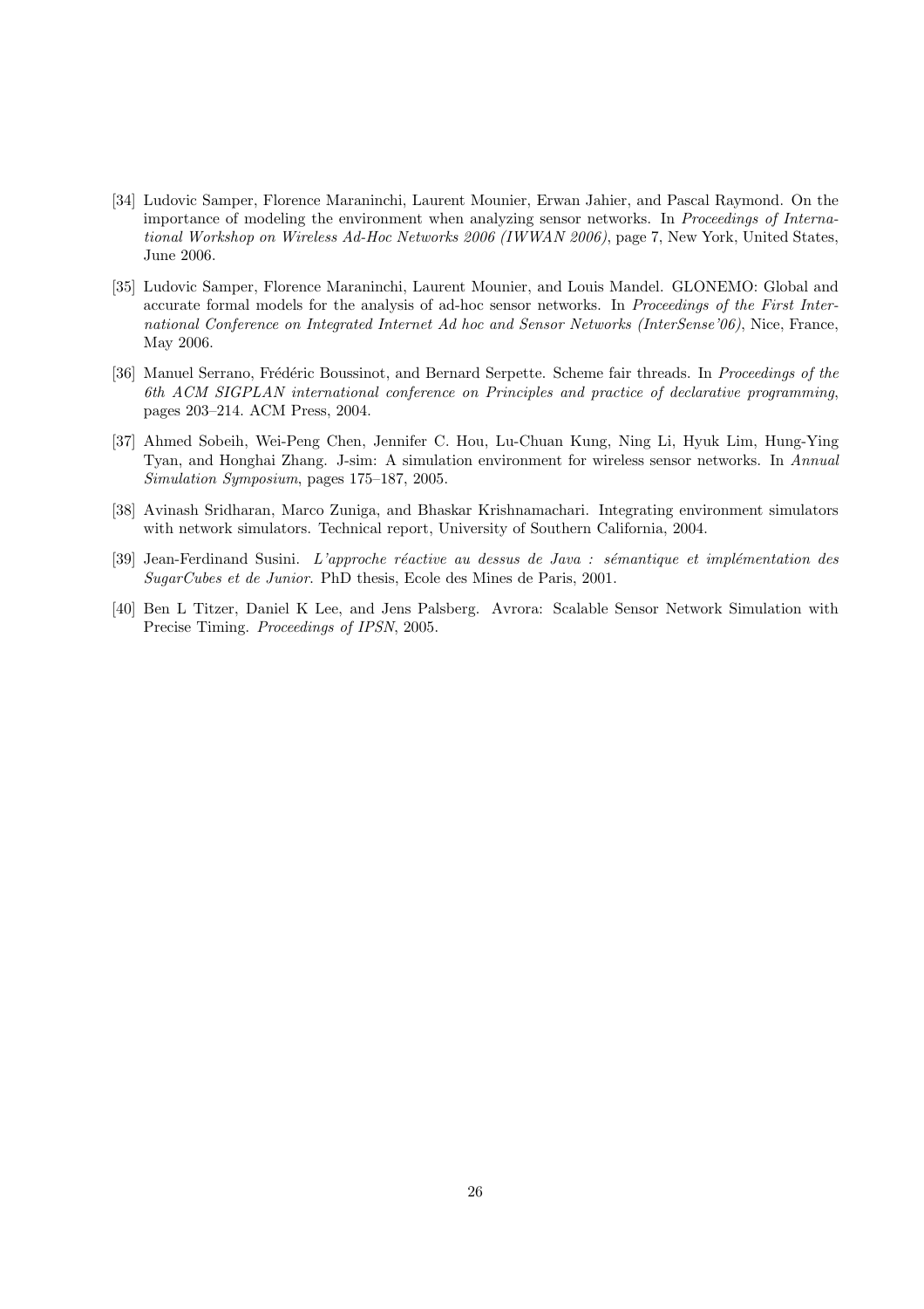[34] Ludovic Samper, Florence Maraninchi, Laurent Mounier, Erwan Jahier, and Pascal Raymond. On the importance of modeling the environment when analyzing sensor networks. In *Proceedings of International Workshop on Wireless Ad-Hoc Networks 2006 (IWWAN 2006)*, page 7, New York, United States, June 2006.

[35] Ludovic Samper, Florence Maraninchi, Laurent Mounier, and Louis Mandel. GLONEMO: Global and accurate formal models for the analysis of ad-hoc sensor networks. In *Proceedings of the First International Conference on Integrated Internet Ad hoc and Sensor Networks (InterSense'06)*, Nice, France, May 2006.

[36] Manuel Serrano, Frédéric Boussinot, and Bernard Serpette. Scheme fair threads. In *Proceedings of the 6th ACM SIGPLAN international conference on Principles and practice of declarative programming*, pages 203–214. ACM Press, 2004.

[37] Ahmed Sobeih, Wei-Peng Chen, Jennifer C. Hou, Lu-Chuan Kung, Ning Li, Hyuk Lim, Hung-Ying Tyan, and Honghai Zhang. J-sim: A simulation environment for wireless sensor networks. In *Annual Simulation Symposium*, pages 175–187, 2005.

[38] Avinash Sridharan, Marco Zuniga, and Bhaskar Krishnamachari. Integrating environment simulators with network simulators. Technical report, University of Southern California, 2004.

[39] Jean-Ferdinand Susini. *L'approche réactive au dessus de Java : sémantique et implémentation des SugarCubes et de Junior*. PhD thesis, Ecole des Mines de Paris, 2001.

[40] Ben L Titzer, Daniel K Lee, and Jens Palsberg. Avrora: Scalable Sensor Network Simulation with Precise Timing. *Proceedings of IPSN*, 2005.